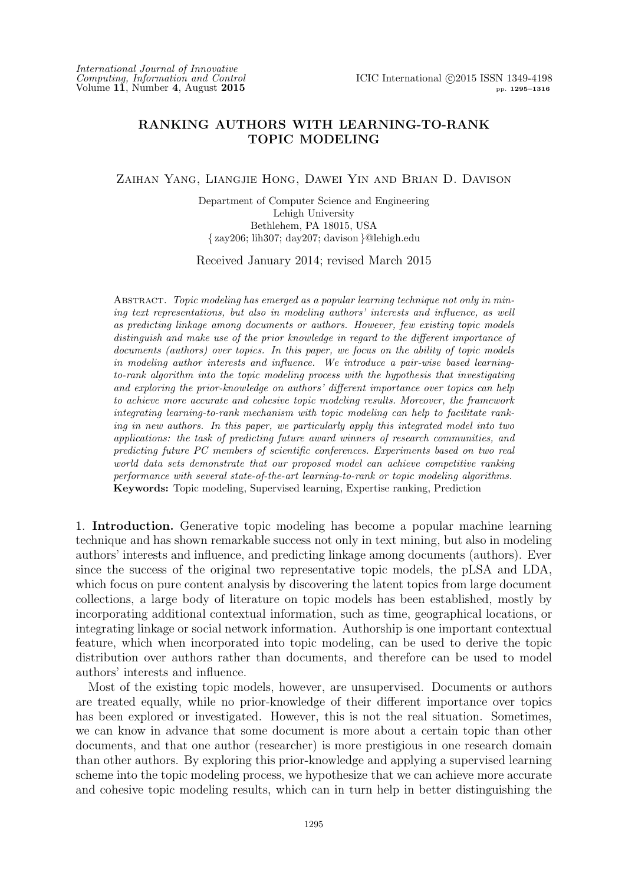# RANKING AUTHORS WITH LEARNING-TO-RANK TOPIC MODELING

Zaihan Yang, Liangjie Hong, Dawei Yin and Brian D. Davison

Department of Computer Science and Engineering
Lehigh University
Bethlehem, PA 18015, USA
{ zay206; lih307; day207; davison }@lehigh.edu

Received January 2014; revised March 2015

Abstract. *Topic modeling has emerged as a popular learning technique not only in mining text representations, but also in modeling authors' interests and influence, as well as predicting linkage among documents or authors. However, few existing topic models distinguish and make use of the prior knowledge in regard to the different importance of documents (authors) over topics. In this paper, we focus on the ability of topic models in modeling author interests and influence. We introduce a pair-wise based learning-to-rank algorithm into the topic modeling process with the hypothesis that investigating and exploring the prior-knowledge on authors' different importance over topics can help to achieve more accurate and cohesive topic modeling results. Moreover, the framework integrating learning-to-rank mechanism with topic modeling can help to facilitate ranking in new authors. In this paper, we particularly apply this integrated model into two applications: the task of predicting future award winners of research communities, and predicting future PC members of scientific conferences. Experiments based on two real world data sets demonstrate that our proposed model can achieve competitive ranking performance with several state-of-the-art learning-to-rank or topic modeling algorithms.*
**Keywords:** Topic modeling, Supervised learning, Expertise ranking, Prediction

## 1. Introduction.

Generative topic modeling has become a popular machine learning technique and has shown remarkable success not only in text mining, but also in modeling authors' interests and influence, and predicting linkage among documents (authors). Ever since the success of the original two representative topic models, the pLSA and LDA, which focus on pure content analysis by discovering the latent topics from large document collections, a large body of literature on topic models has been established, mostly by incorporating additional contextual information, such as time, geographical locations, or integrating linkage or social network information. Authorship is one important contextual feature, which when incorporated into topic modeling, can be used to derive the topic distribution over authors rather than documents, and therefore can be used to model authors' interests and influence.

Most of the existing topic models, however, are unsupervised. Documents or authors are treated equally, while no prior-knowledge of their different importance over topics has been explored or investigated. However, this is not the real situation. Sometimes, we can know in advance that some document is more about a certain topic than other documents, and that one author (researcher) is more prestigious in one research domain than other authors. By exploring this prior-knowledge and applying a supervised learning scheme into the topic modeling process, we hypothesize that we can achieve more accurate and cohesive topic modeling results, which can in turn help in better distinguishing the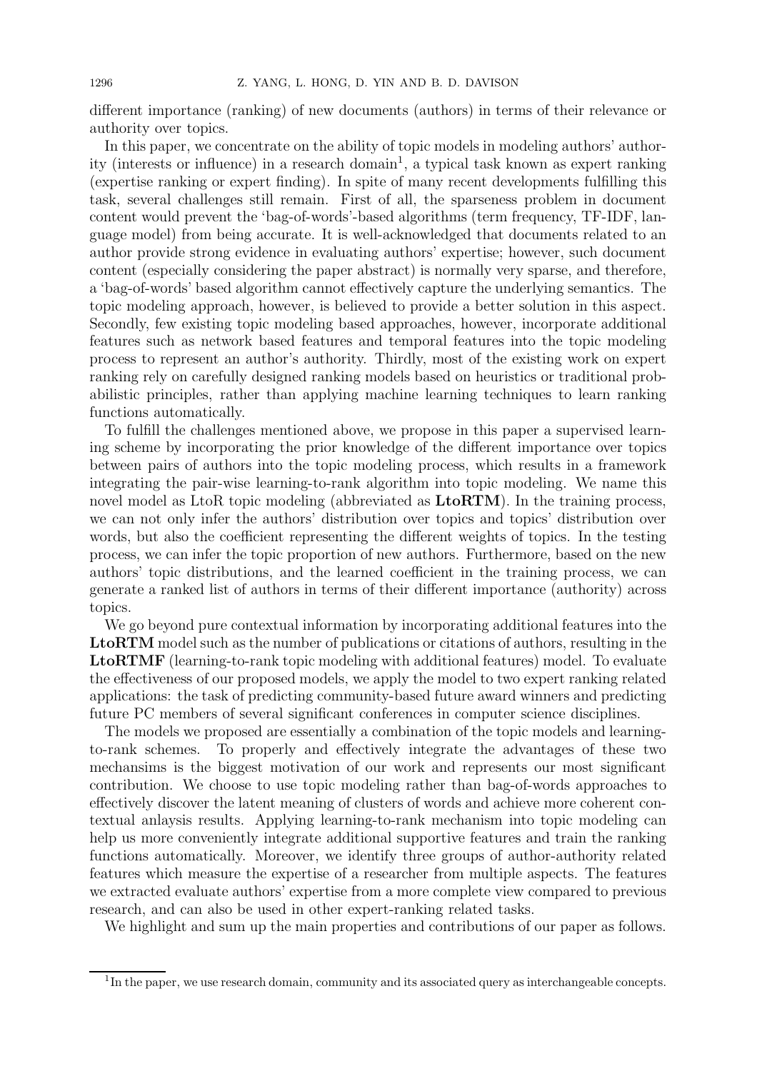different importance (ranking) of new documents (authors) in terms of their relevance or authority over topics.

In this paper, we concentrate on the ability of topic models in modeling authors' authority (interests or influence) in a research domain[1], a typical task known as expert ranking (expertise ranking or expert finding). In spite of many recent developments fulfilling this task, several challenges still remain. First of all, the sparseness problem in document content would prevent the 'bag-of-words'-based algorithms (term frequency, TF-IDF, language model) from being accurate. It is well-acknowledged that documents related to an author provide strong evidence in evaluating authors' expertise; however, such document content (especially considering the paper abstract) is normally very sparse, and therefore, a 'bag-of-words' based algorithm cannot effectively capture the underlying semantics. The topic modeling approach, however, is believed to provide a better solution in this aspect. Secondly, few existing topic modeling based approaches, however, incorporate additional features such as network based features and temporal features into the topic modeling process to represent an author's authority. Thirdly, most of the existing work on expert ranking rely on carefully designed ranking models based on heuristics or traditional probabilistic principles, rather than applying machine learning techniques to learn ranking functions automatically.

To fulfill the challenges mentioned above, we propose in this paper a supervised learning scheme by incorporating the prior knowledge of the different importance over topics between pairs of authors into the topic modeling process, which results in a framework integrating the pair-wise learning-to-rank algorithm into topic modeling. We name this novel model as LtoR topic modeling (abbreviated as **LtoRTM**). In the training process, we can not only infer the authors' distribution over topics and topics' distribution over words, but also the coefficient representing the different weights of topics. In the testing process, we can infer the topic proportion of new authors. Furthermore, based on the new authors' topic distributions, and the learned coefficient in the training process, we can generate a ranked list of authors in terms of their different importance (authority) across topics.

We go beyond pure contextual information by incorporating additional features into the **LtoRTM** model such as the number of publications or citations of authors, resulting in the **LtoRTMF** (learning-to-rank topic modeling with additional features) model. To evaluate the effectiveness of our proposed models, we apply the model to two expert ranking related applications: the task of predicting community-based future award winners and predicting future PC members of several significant conferences in computer science disciplines.

The models we proposed are essentially a combination of the topic models and learning-to-rank schemes. To properly and effectively integrate the advantages of these two mechansims is the biggest motivation of our work and represents our most significant contribution. We choose to use topic modeling rather than bag-of-words approaches to effectively discover the latent meaning of clusters of words and achieve more coherent contextual anlaysis results. Applying learning-to-rank mechanism into topic modeling can help us more conveniently integrate additional supportive features and train the ranking functions automatically. Moreover, we identify three groups of author-authority related features which measure the expertise of a researcher from multiple aspects. The features we extracted evaluate authors' expertise from a more complete view compared to previous research, and can also be used in other expert-ranking related tasks.

We highlight and sum up the main properties and contributions of our paper as follows.

[1] In the paper, we use research domain, community and its associated query as interchangeable concepts.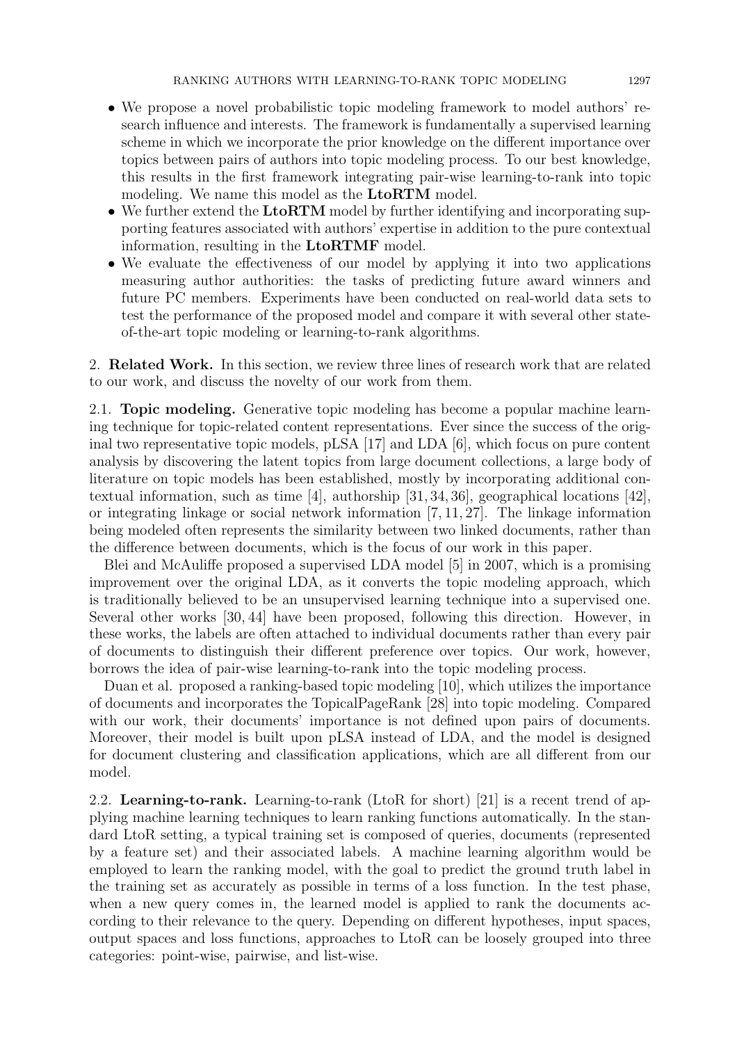- We propose a novel probabilistic topic modeling framework to model authors' research influence and interests. The framework is fundamentally a supervised learning scheme in which we incorporate the prior knowledge on the different importance over topics between pairs of authors into topic modeling process. To our best knowledge, this results in the first framework integrating pair-wise learning-to-rank into topic modeling. We name this model as the **LtoRTM** model.
- We further extend the **LtoRTM** model by further identifying and incorporating supporting features associated with authors' expertise in addition to the pure contextual information, resulting in the **LtoRTMF** model.
- We evaluate the effectiveness of our model by applying it into two applications measuring author authorities: the tasks of predicting future award winners and future PC members. Experiments have been conducted on real-world data sets to test the performance of the proposed model and compare it with several other state-of-the-art topic modeling or learning-to-rank algorithms.

## 2. Related Work.

In this section, we review three lines of research work that are related to our work, and discuss the novelty of our work from them.

### 2.1. Topic modeling.

Generative topic modeling has become a popular machine learning technique for topic-related content representations. Ever since the success of the original two representative topic models, pLSA [17] and LDA [6], which focus on pure content analysis by discovering the latent topics from large document collections, a large body of literature on topic models has been established, mostly by incorporating additional contextual information, such as time [4], authorship [31, 34, 36], geographical locations [42], or integrating linkage or social network information [7, 11, 27]. The linkage information being modeled often represents the similarity between two linked documents, rather than the difference between documents, which is the focus of our work in this paper.

Blei and McAuliffe proposed a supervised LDA model [5] in 2007, which is a promising improvement over the original LDA, as it converts the topic modeling approach, which is traditionally believed to be an unsupervised learning technique into a supervised one. Several other works [30, 44] have been proposed, following this direction. However, in these works, the labels are often attached to individual documents rather than every pair of documents to distinguish their different preference over topics. Our work, however, borrows the idea of pair-wise learning-to-rank into the topic modeling process.

Duan et al. proposed a ranking-based topic modeling [10], which utilizes the importance of documents and incorporates the TopicalPageRank [28] into topic modeling. Compared with our work, their documents' importance is not defined upon pairs of documents. Moreover, their model is built upon pLSA instead of LDA, and the model is designed for document clustering and classification applications, which are all different from our model.

### 2.2. Learning-to-rank.

Learning-to-rank (LtoR for short) [21] is a recent trend of applying machine learning techniques to learn ranking functions automatically. In the standard LtoR setting, a typical training set is composed of queries, documents (represented by a feature set) and their associated labels. A machine learning algorithm would be employed to learn the ranking model, with the goal to predict the ground truth label in the training set as accurately as possible in terms of a loss function. In the test phase, when a new query comes in, the learned model is applied to rank the documents according to their relevance to the query. Depending on different hypotheses, input spaces, output spaces and loss functions, approaches to LtoR can be loosely grouped into three categories: point-wise, pairwise, and list-wise.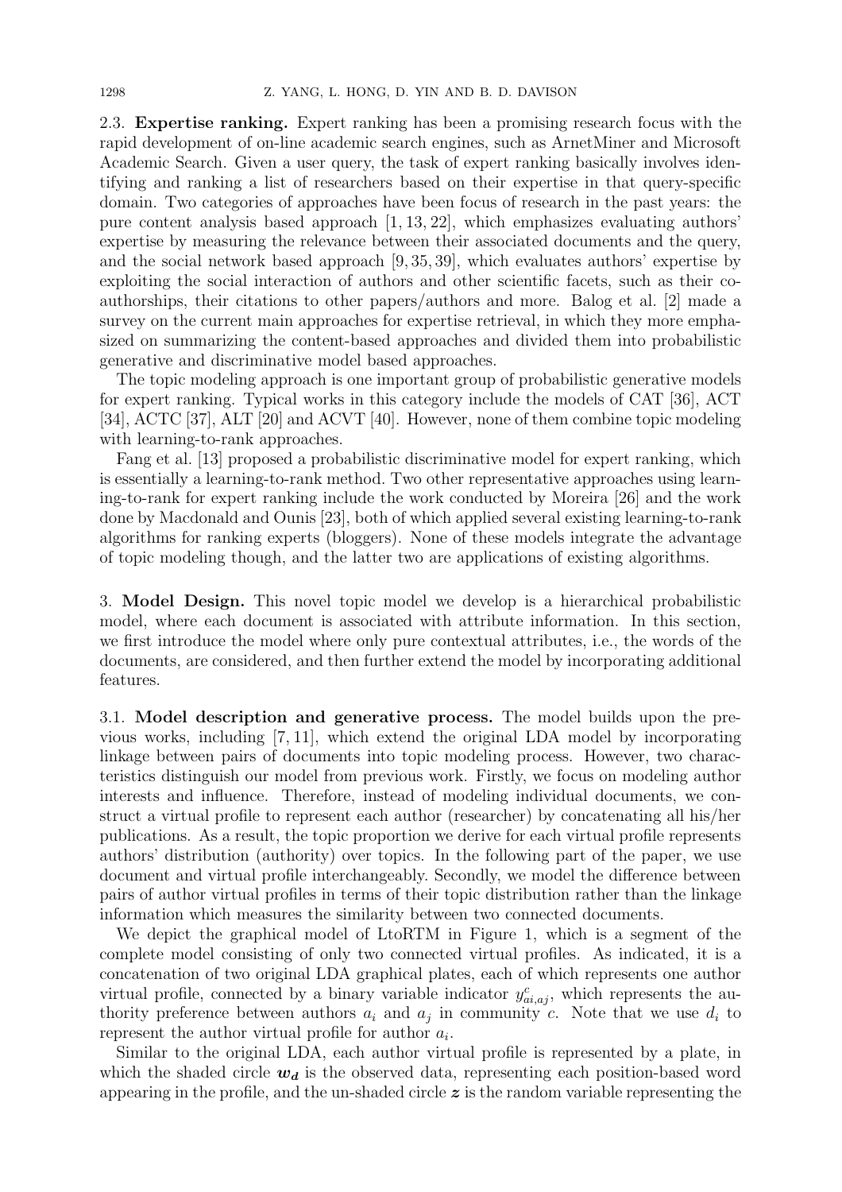2.3. **Expertise ranking.** Expert ranking has been a promising research focus with the rapid development of on-line academic search engines, such as ArnetMiner and Microsoft Academic Search. Given a user query, the task of expert ranking basically involves identifying and ranking a list of researchers based on their expertise in that query-specific domain. Two categories of approaches have been focus of research in the past years: the pure content analysis based approach [1, 13, 22], which emphasizes evaluating authors' expertise by measuring the relevance between their associated documents and the query, and the social network based approach [9, 35, 39], which evaluates authors' expertise by exploiting the social interaction of authors and other scientific facets, such as their co-authorships, their citations to other papers/authors and more. Balog et al. [2] made a survey on the current main approaches for expertise retrieval, in which they more emphasized on summarizing the content-based approaches and divided them into probabilistic generative and discriminative model based approaches.

The topic modeling approach is one important group of probabilistic generative models for expert ranking. Typical works in this category include the models of CAT [36], ACT [34], ACTC [37], ALT [20] and ACVT [40]. However, none of them combine topic modeling with learning-to-rank approaches.

Fang et al. [13] proposed a probabilistic discriminative model for expert ranking, which is essentially a learning-to-rank method. Two other representative approaches using learning-to-rank for expert ranking include the work conducted by Moreira [26] and the work done by Macdonald and Ounis [23], both of which applied several existing learning-to-rank algorithms for ranking experts (bloggers). None of these models integrate the advantage of topic modeling though, and the latter two are applications of existing algorithms.

3. **Model Design.** This novel topic model we develop is a hierarchical probabilistic model, where each document is associated with attribute information. In this section, we first introduce the model where only pure contextual attributes, i.e., the words of the documents, are considered, and then further extend the model by incorporating additional features.

3.1. **Model description and generative process.** The model builds upon the previous works, including [7, 11], which extend the original LDA model by incorporating linkage between pairs of documents into topic modeling process. However, two characteristics distinguish our model from previous work. Firstly, we focus on modeling author interests and influence. Therefore, instead of modeling individual documents, we construct a virtual profile to represent each author (researcher) by concatenating all his/her publications. As a result, the topic proportion we derive for each virtual profile represents authors' distribution (authority) over topics. In the following part of the paper, we use document and virtual profile interchangeably. Secondly, we model the difference between pairs of author virtual profiles in terms of their topic distribution rather than the linkage information which measures the similarity between two connected documents.

We depict the graphical model of LtoRTM in Figure 1, which is a segment of the complete model consisting of only two connected virtual profiles. As indicated, it is a concatenation of two original LDA graphical plates, each of which represents one author virtual profile, connected by a binary variable indicator $y^c_{ai,aj}$, which represents the authority preference between authors $a_i$ and $a_j$ in community $c$. Note that we use $d_i$ to represent the author virtual profile for author $a_i$.

Similar to the original LDA, each author virtual profile is represented by a plate, in which the shaded circle $\boldsymbol{w_d}$ is the observed data, representing each position-based word appearing in the profile, and the un-shaded circle $\boldsymbol{z}$ is the random variable representing the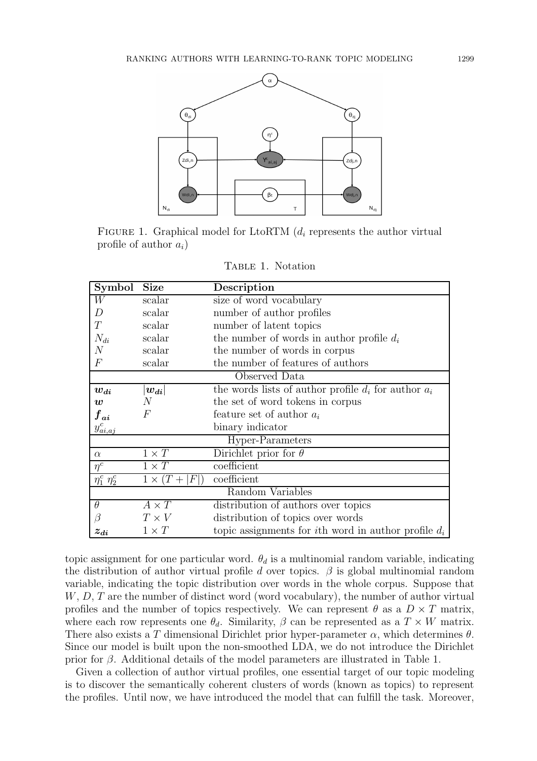FIGURE 1. Graphical model for LtoRTM ($d_i$ represents the author virtual profile of author $a_i$)

TABLE 1. Notation

| Symbol | Size | Description |
|---|---|---|
| $W$ | scalar | size of word vocabulary |
| $D$ | scalar | number of author profiles |
| $T$ | scalar | number of latent topics |
| $N_{di}$ | scalar | the number of words in author profile $d_i$ |
| $N$ | scalar | the number of words in corpus |
| $F$ | scalar | the number of features of authors |
| | Observed Data | |
| $\boldsymbol{w_{di}}$ | $\lvert\boldsymbol{w_{di}}\rvert$ | the words lists of author profile $d_i$ for author $a_i$ |
| $\boldsymbol{w}$ | $N$ | the set of word tokens in corpus |
| $\boldsymbol{f_{ai}}$ | $F$ | feature set of author $a_i$ |
| $y^c_{ai,aj}$ | | binary indicator |
| | Hyper-Parameters | |
| $\alpha$ | $1 \times T$ | Dirichlet prior for $\theta$ |
| $\eta^c$ | $1 \times T$ | coefficient |
| $\eta^c_1$ $\eta^c_2$ | $1 \times (T + \lvert F\rvert)$ | coefficient |
| | Random Variables | |
| $\theta$ | $A \times T$ | distribution of authors over topics |
| $\beta$ | $T \times V$ | distribution of topics over words |
| $\boldsymbol{z_{di}}$ | $1 \times T$ | topic assignments for $i$th word in author profile $d_i$ |

topic assignment for one particular word. $\theta_d$ is a multinomial random variable, indicating the distribution of author virtual profile $d$ over topics. $\beta$ is global multinomial random variable, indicating the topic distribution over words in the whole corpus. Suppose that $W$, $D$, $T$ are the number of distinct word (word vocabulary), the number of author virtual profiles and the number of topics respectively. We can represent $\theta$ as a $D \times T$ matrix, where each row represents one $\theta_d$. Similarity, $\beta$ can be represented as a $T \times W$ matrix. There also exists a $T$ dimensional Dirichlet prior hyper-parameter $\alpha$, which determines $\theta$. Since our model is built upon the non-smoothed LDA, we do not introduce the Dirichlet prior for $\beta$. Additional details of the model parameters are illustrated in Table 1.

Given a collection of author virtual profiles, one essential target of our topic modeling is to discover the semantically coherent clusters of words (known as topics) to represent the profiles. Until now, we have introduced the model that can fulfill the task. Moreover,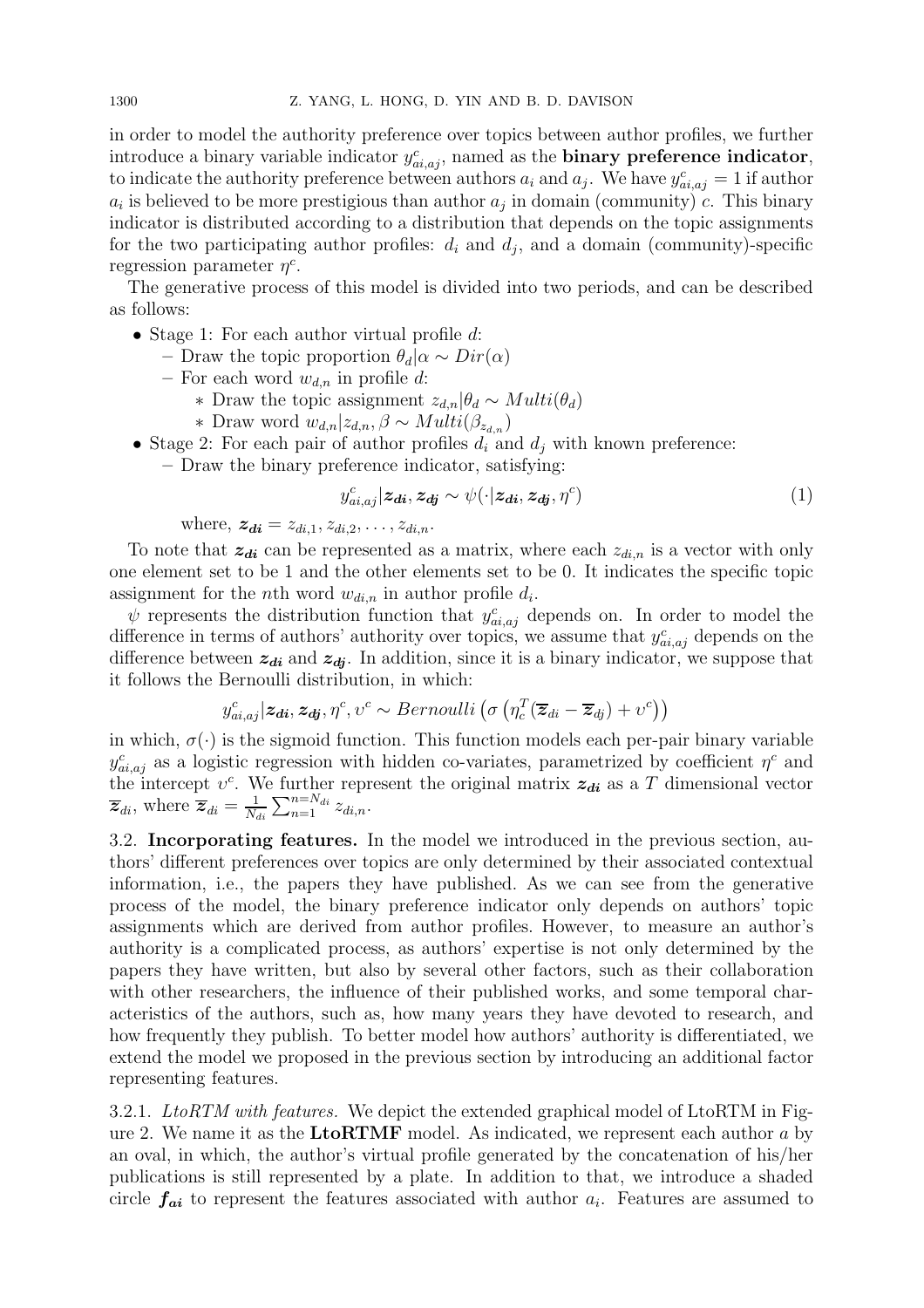in order to model the authority preference over topics between author profiles, we further introduce a binary variable indicator $y^c_{ai,aj}$, named as the **binary preference indicator**, to indicate the authority preference between authors $a_i$ and $a_j$. We have $y^c_{ai,aj} = 1$ if author $a_i$ is believed to be more prestigious than author $a_j$ in domain (community) $c$. This binary indicator is distributed according to a distribution that depends on the topic assignments for the two participating author profiles: $d_i$ and $d_j$, and a domain (community)-specific regression parameter $\eta^c$.

The generative process of this model is divided into two periods, and can be described as follows:

- Stage 1: For each author virtual profile $d$:
  - Draw the topic proportion $\theta_d|\alpha \sim Dir(\alpha)$
  - For each word $w_{d,n}$ in profile $d$:
    - Draw the topic assignment $z_{d,n}|\theta_d \sim Multi(\theta_d)$
    - Draw word $w_{d,n}|z_{d,n}, \beta \sim Multi(\beta_{z_{d,n}})$
- Stage 2: For each pair of author profiles $d_i$ and $d_j$ with known preference:
  - Draw the binary preference indicator, satisfying:

$$y^c_{ai,aj}|\boldsymbol{z_{di}}, \boldsymbol{z_{dj}} \sim \psi(\cdot|\boldsymbol{z_{di}}, \boldsymbol{z_{dj}}, \eta^c) \tag{1}$$

where, $\boldsymbol{z_{di}} = z_{di,1}, z_{di,2}, \ldots, z_{di,n}$.

To note that $\boldsymbol{z_{di}}$ can be represented as a matrix, where each $z_{di,n}$ is a vector with only one element set to be 1 and the other elements set to be 0. It indicates the specific topic assignment for the $n$th word $w_{di,n}$ in author profile $d_i$.

$\psi$ represents the distribution function that $y^c_{ai,aj}$ depends on. In order to model the difference in terms of authors' authority over topics, we assume that $y^c_{ai,aj}$ depends on the difference between $\boldsymbol{z_{di}}$ and $\boldsymbol{z_{dj}}$. In addition, since it is a binary indicator, we suppose that it follows the Bernoulli distribution, in which:

$$y^c_{ai,aj}|\boldsymbol{z_{di}}, \boldsymbol{z_{dj}}, \eta^c, \upsilon^c \sim Bernoulli\left(\sigma\left(\eta_c^T(\overline{\boldsymbol{z}}_{di} - \overline{\boldsymbol{z}}_{dj}) + \upsilon^c\right)\right)$$

in which, $\sigma(\cdot)$ is the sigmoid function. This function models each per-pair binary variable $y^c_{ai,aj}$ as a logistic regression with hidden co-variates, parametrized by coefficient $\eta^c$ and the intercept $\upsilon^c$. We further represent the original matrix $\boldsymbol{z_{di}}$ as a $T$ dimensional vector $\overline{\boldsymbol{z}}_{di}$, where $\overline{\boldsymbol{z}}_{di} = \frac{1}{N_{di}} \sum_{n=1}^{n=N_{di}} z_{di,n}$.

**3.2. Incorporating features.** In the model we introduced in the previous section, authors' different preferences over topics are only determined by their associated contextual information, i.e., the papers they have published. As we can see from the generative process of the model, the binary preference indicator only depends on authors' topic assignments which are derived from author profiles. However, to measure an author's authority is a complicated process, as authors' expertise is not only determined by the papers they have written, but also by several other factors, such as their collaboration with other researchers, the influence of their published works, and some temporal characteristics of the authors, such as, how many years they have devoted to research, and how frequently they publish. To better model how authors' authority is differentiated, we extend the model we proposed in the previous section by introducing an additional factor representing features.

3.2.1. *LtoRTM with features.* We depict the extended graphical model of LtoRTM in Figure 2. We name it as the **LtoRTMF** model. As indicated, we represent each author $a$ by an oval, in which, the author's virtual profile generated by the concatenation of his/her publications is still represented by a plate. In addition to that, we introduce a shaded circle $\boldsymbol{f_{ai}}$ to represent the features associated with author $a_i$. Features are assumed to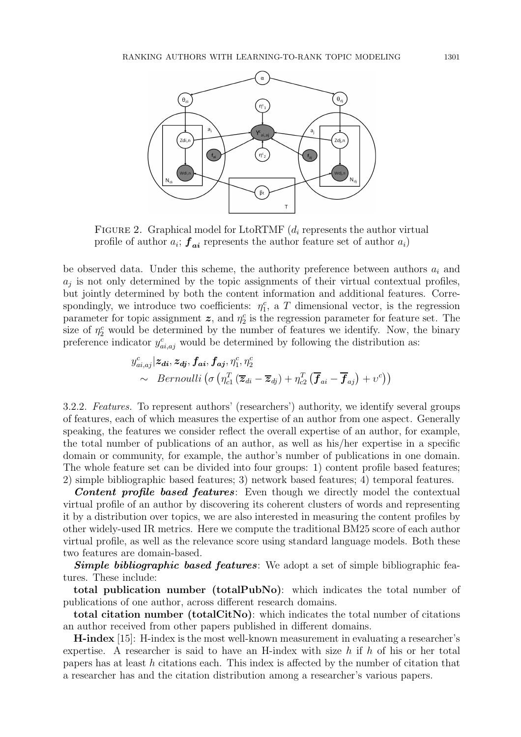FIGURE 2. Graphical model for LtoRTMF ($d_i$ represents the author virtual profile of author $a_i$; $\boldsymbol{f_{ai}}$ represents the author feature set of author $a_i$)

be observed data. Under this scheme, the authority preference between authors $a_i$ and $a_j$ is not only determined by the topic assignments of their virtual contextual profiles, but jointly determined by both the content information and additional features. Correspondingly, we introduce two coefficients: $\eta_1^c$, a $T$ dimensional vector, is the regression parameter for topic assignment $\boldsymbol{z}$, and $\eta_2^c$ is the regression parameter for feature set. The size of $\eta_2^c$ would be determined by the number of features we identify. Now, the binary preference indicator $y_{ai,aj}^c$ would be determined by following the distribution as:

$$
\begin{aligned}
& y_{ai,aj}^c | \boldsymbol{z_{di}}, \boldsymbol{z_{dj}}, \boldsymbol{f_{ai}}, \boldsymbol{f_{aj}}, \eta_1^c, \eta_2^c \\
& \sim \ Bernoulli\left(\sigma\left(\eta_{c1}^T\left(\overline{\boldsymbol{z}}_{di} - \overline{\boldsymbol{z}}_{dj}\right) + \eta_{c2}^T\left(\overline{\boldsymbol{f}}_{ai} - \overline{\boldsymbol{f}}_{aj}\right) + \upsilon^c\right)\right)
\end{aligned}
$$

3.2.2. *Features.* To represent authors' (researchers') authority, we identify several groups of features, each of which measures the expertise of an author from one aspect. Generally speaking, the features we consider reflect the overall expertise of an author, for example, the total number of publications of an author, as well as his/her expertise in a specific domain or community, for example, the author's number of publications in one domain. The whole feature set can be divided into four groups: 1) content profile based features; 2) simple bibliographic based features; 3) network based features; 4) temporal features.

***Content profile based features***: Even though we directly model the contextual virtual profile of an author by discovering its coherent clusters of words and representing it by a distribution over topics, we are also interested in measuring the content profiles by other widely-used IR metrics. Here we compute the traditional BM25 score of each author virtual profile, as well as the relevance score using standard language models. Both these two features are domain-based.

***Simple bibliographic based features***: We adopt a set of simple bibliographic features. These include:

**total publication number (totalPubNo)**: which indicates the total number of publications of one author, across different research domains.

**total citation number (totalCitNo)**: which indicates the total number of citations an author received from other papers published in different domains.

**H-index** [15]: H-index is the most well-known measurement in evaluating a researcher's expertise. A researcher is said to have an H-index with size $h$ if $h$ of his or her total papers has at least $h$ citations each. This index is affected by the number of citation that a researcher has and the citation distribution among a researcher's various papers.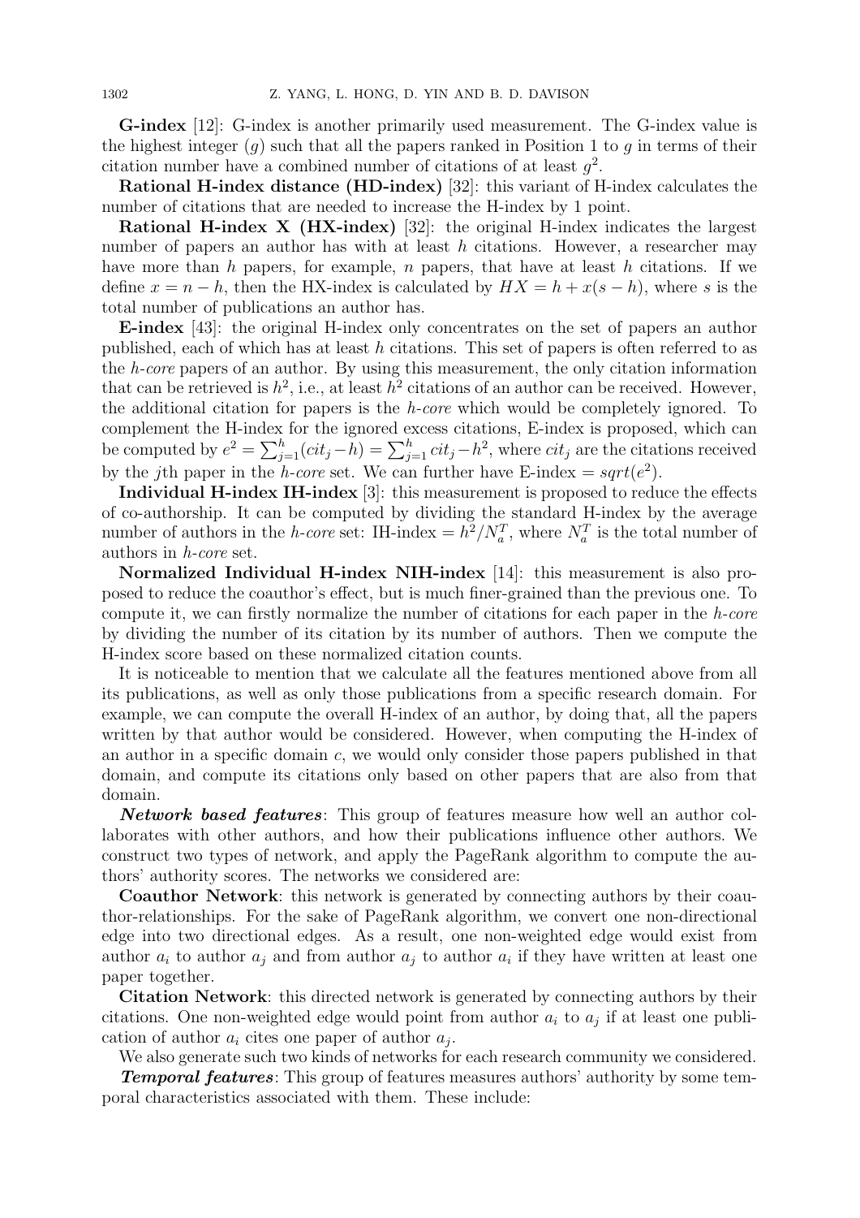**G-index** [12]: G-index is another primarily used measurement. The G-index value is the highest integer ($g$) such that all the papers ranked in Position 1 to $g$ in terms of their citation number have a combined number of citations of at least $g^2$.

**Rational H-index distance (HD-index)** [32]: this variant of H-index calculates the number of citations that are needed to increase the H-index by 1 point.

**Rational H-index X (HX-index)** [32]: the original H-index indicates the largest number of papers an author has with at least $h$ citations. However, a researcher may have more than $h$ papers, for example, $n$ papers, that have at least $h$ citations. If we define $x = n - h$, then the HX-index is calculated by $HX = h + x(s - h)$, where $s$ is the total number of publications an author has.

**E-index** [43]: the original H-index only concentrates on the set of papers an author published, each of which has at least $h$ citations. This set of papers is often referred to as the *h-core* papers of an author. By using this measurement, the only citation information that can be retrieved is $h^2$, i.e., at least $h^2$ citations of an author can be received. However, the additional citation for papers is the *h-core* which would be completely ignored. To complement the H-index for the ignored excess citations, E-index is proposed, which can be computed by $e^2 = \sum_{j=1}^{h}(cit_j - h) = \sum_{j=1}^{h} cit_j - h^2$, where $cit_j$ are the citations received by the $j$th paper in the *h-core* set. We can further have E-index $= sqrt(e^2)$.

**Individual H-index IH-index** [3]: this measurement is proposed to reduce the effects of co-authorship. It can be computed by dividing the standard H-index by the average number of authors in the *h-core* set: IH-index $= h^2/N_a^T$, where $N_a^T$ is the total number of authors in *h-core* set.

**Normalized Individual H-index NIH-index** [14]: this measurement is also proposed to reduce the coauthor's effect, but is much finer-grained than the previous one. To compute it, we can firstly normalize the number of citations for each paper in the *h-core* by dividing the number of its citation by its number of authors. Then we compute the H-index score based on these normalized citation counts.

It is noticeable to mention that we calculate all the features mentioned above from all its publications, as well as only those publications from a specific research domain. For example, we can compute the overall H-index of an author, by doing that, all the papers written by that author would be considered. However, when computing the H-index of an author in a specific domain $c$, we would only consider those papers published in that domain, and compute its citations only based on other papers that are also from that domain.

***Network based features***: This group of features measure how well an author collaborates with other authors, and how their publications influence other authors. We construct two types of network, and apply the PageRank algorithm to compute the authors' authority scores. The networks we considered are:

**Coauthor Network**: this network is generated by connecting authors by their coauthor-relationships. For the sake of PageRank algorithm, we convert one non-directional edge into two directional edges. As a result, one non-weighted edge would exist from author $a_i$ to author $a_j$ and from author $a_j$ to author $a_i$ if they have written at least one paper together.

**Citation Network**: this directed network is generated by connecting authors by their citations. One non-weighted edge would point from author $a_i$ to $a_j$ if at least one publication of author $a_i$ cites one paper of author $a_j$.

We also generate such two kinds of networks for each research community we considered.

***Temporal features***: This group of features measures authors' authority by some temporal characteristics associated with them. These include: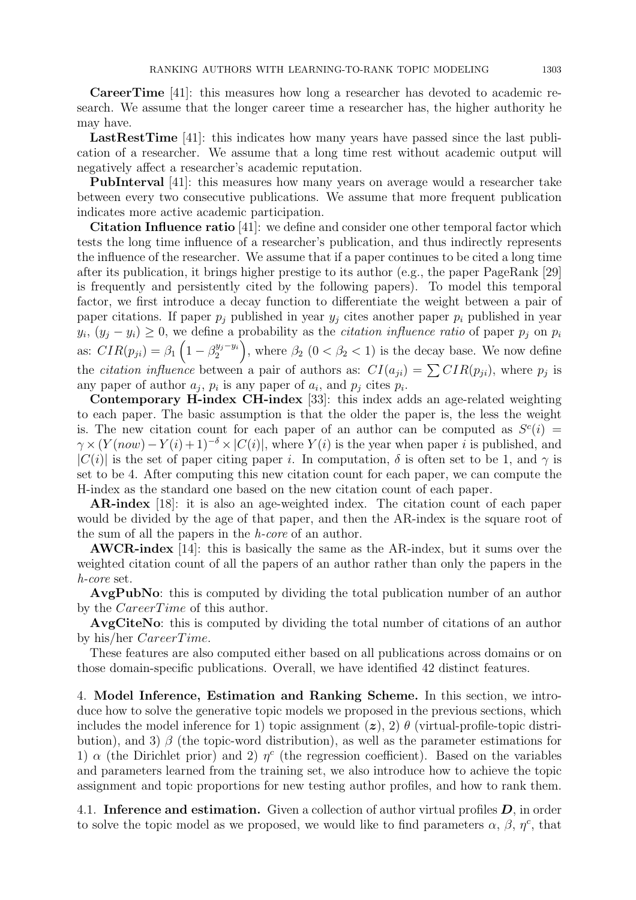**CareerTime** [41]: this measures how long a researcher has devoted to academic research. We assume that the longer career time a researcher has, the higher authority he may have.

**LastRestTime** [41]: this indicates how many years have passed since the last publication of a researcher. We assume that a long time rest without academic output will negatively affect a researcher's academic reputation.

**PubInterval** [41]: this measures how many years on average would a researcher take between every two consecutive publications. We assume that more frequent publication indicates more active academic participation.

**Citation Influence ratio** [41]: we define and consider one other temporal factor which tests the long time influence of a researcher's publication, and thus indirectly represents the influence of the researcher. We assume that if a paper continues to be cited a long time after its publication, it brings higher prestige to its author (e.g., the paper PageRank [29] is frequently and persistently cited by the following papers). To model this temporal factor, we first introduce a decay function to differentiate the weight between a pair of paper citations. If paper $p_j$ published in year $y_j$ cites another paper $p_i$ published in year $y_i$, $(y_j - y_i) \geq 0$, we define a probability as the *citation influence ratio* of paper $p_j$ on $p_i$ as: $CIR(p_{ji}) = \beta_1 \left(1 - \beta_2^{y_j - y_i}\right)$, where $\beta_2$ $(0 < \beta_2 < 1)$ is the decay base. We now define the *citation influence* between a pair of authors as: $CI(a_{ji}) = \sum CIR(p_{ji})$, where $p_j$ is any paper of author $a_j$, $p_i$ is any paper of $a_i$, and $p_j$ cites $p_i$.

**Contemporary H-index CH-index** [33]: this index adds an age-related weighting to each paper. The basic assumption is that the older the paper is, the less the weight is. The new citation count for each paper of an author can be computed as $S^c(i) = \gamma \times (Y(now) - Y(i) + 1)^{-\delta} \times |C(i)|$, where $Y(i)$ is the year when paper $i$ is published, and $|C(i)|$ is the set of paper citing paper $i$. In computation, $\delta$ is often set to be 1, and $\gamma$ is set to be 4. After computing this new citation count for each paper, we can compute the H-index as the standard one based on the new citation count of each paper.

**AR-index** [18]: it is also an age-weighted index. The citation count of each paper would be divided by the age of that paper, and then the AR-index is the square root of the sum of all the papers in the *h-core* of an author.

**AWCR-index** [14]: this is basically the same as the AR-index, but it sums over the weighted citation count of all the papers of an author rather than only the papers in the *h-core* set.

**AvgPubNo**: this is computed by dividing the total publication number of an author by the *CareerTime* of this author.

**AvgCiteNo**: this is computed by dividing the total number of citations of an author by his/her *CareerTime*.

These features are also computed either based on all publications across domains or on those domain-specific publications. Overall, we have identified 42 distinct features.

## 4. Model Inference, Estimation and Ranking Scheme.

In this section, we introduce how to solve the generative topic models we proposed in the previous sections, which includes the model inference for 1) topic assignment ($\boldsymbol{z}$), 2) $\theta$ (virtual-profile-topic distribution), and 3) $\beta$ (the topic-word distribution), as well as the parameter estimations for 1) $\alpha$ (the Dirichlet prior) and 2) $\eta^c$ (the regression coefficient). Based on the variables and parameters learned from the training set, we also introduce how to achieve the topic assignment and topic proportions for new testing author profiles, and how to rank them.

### 4.1. Inference and estimation.

Given a collection of author virtual profiles $\boldsymbol{D}$, in order to solve the topic model as we proposed, we would like to find parameters $\alpha$, $\beta$, $\eta^c$, that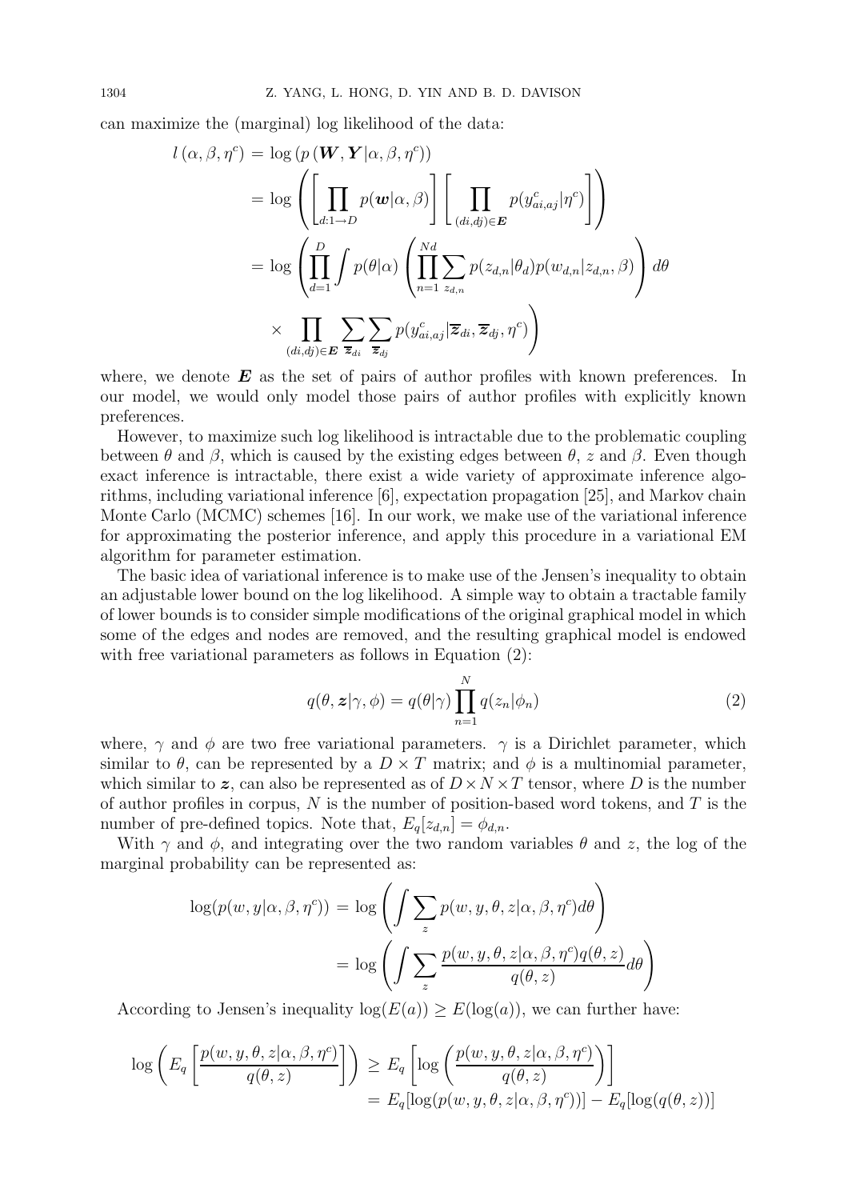can maximize the (marginal) log likelihood of the data:

$$
\begin{aligned}
l\left(\alpha, \beta, \eta^c\right) &= \log\left(p\left(\boldsymbol{W}, \boldsymbol{Y} | \alpha, \beta, \eta^c\right)\right) \\
&= \log\left(\left[\prod_{d:1 \to D} p(\boldsymbol{w}|\alpha, \beta)\right]\left[\prod_{(di,dj)\in \boldsymbol{E}} p(y^c_{ai,aj}|\eta^c)\right]\right) \\
&= \log\left(\prod_{d=1}^{D}\int p(\theta|\alpha)\left(\prod_{n=1}^{Nd}\sum_{z_{d,n}} p(z_{d,n}|\theta_d)p(w_{d,n}|z_{d,n}, \beta)\right)d\theta\right. \\
&\quad \left. \times \prod_{(di,dj)\in \boldsymbol{E}} \sum_{\overline{\boldsymbol{z}}_{di}} \sum_{\overline{\boldsymbol{z}}_{dj}} p(y^c_{ai,aj}|\overline{\boldsymbol{z}}_{di}, \overline{\boldsymbol{z}}_{dj}, \eta^c)\right)
\end{aligned}
$$

where, we denote $\boldsymbol{E}$ as the set of pairs of author profiles with known preferences. In our model, we would only model those pairs of author profiles with explicitly known preferences.

However, to maximize such log likelihood is intractable due to the problematic coupling between $\theta$ and $\beta$, which is caused by the existing edges between $\theta$, $z$ and $\beta$. Even though exact inference is intractable, there exist a wide variety of approximate inference algorithms, including variational inference [6], expectation propagation [25], and Markov chain Monte Carlo (MCMC) schemes [16]. In our work, we make use of the variational inference for approximating the posterior inference, and apply this procedure in a variational EM algorithm for parameter estimation.

The basic idea of variational inference is to make use of the Jensen's inequality to obtain an adjustable lower bound on the log likelihood. A simple way to obtain a tractable family of lower bounds is to consider simple modifications of the original graphical model in which some of the edges and nodes are removed, and the resulting graphical model is endowed with free variational parameters as follows in Equation (2):

$$
q(\theta, \boldsymbol{z}|\gamma, \phi) = q(\theta|\gamma)\prod_{n=1}^{N} q(z_n|\phi_n) \tag{2}
$$

where, $\gamma$ and $\phi$ are two free variational parameters. $\gamma$ is a Dirichlet parameter, which similar to $\theta$, can be represented by a $D \times T$ matrix; and $\phi$ is a multinomial parameter, which similar to $\boldsymbol{z}$, can also be represented as of $D \times N \times T$ tensor, where $D$ is the number of author profiles in corpus, $N$ is the number of position-based word tokens, and $T$ is the number of pre-defined topics. Note that, $E_q[z_{d,n}] = \phi_{d,n}$.

With $\gamma$ and $\phi$, and integrating over the two random variables $\theta$ and $z$, the log of the marginal probability can be represented as:

$$
\begin{aligned}
\log(p(w, y|\alpha, \beta, \eta^c)) &= \log\left(\int \sum_{z} p(w, y, \theta, z|\alpha, \beta, \eta^c)d\theta\right) \\
&= \log\left(\int \sum_{z} \frac{p(w, y, \theta, z|\alpha, \beta, \eta^c)q(\theta, z)}{q(\theta, z)}d\theta\right)
\end{aligned}
$$

According to Jensen's inequality $\log(E(a)) \geq E(\log(a))$, we can further have:

$$
\begin{aligned}
\log\left(E_q\left[\frac{p(w, y, \theta, z|\alpha, \beta, \eta^c)}{q(\theta, z)}\right]\right) &\geq E_q\left[\log\left(\frac{p(w, y, \theta, z|\alpha, \beta, \eta^c)}{q(\theta, z)}\right)\right] \\
&= E_q[\log(p(w, y, \theta, z|\alpha, \beta, \eta^c))] - E_q[\log(q(\theta, z))]
\end{aligned}
$$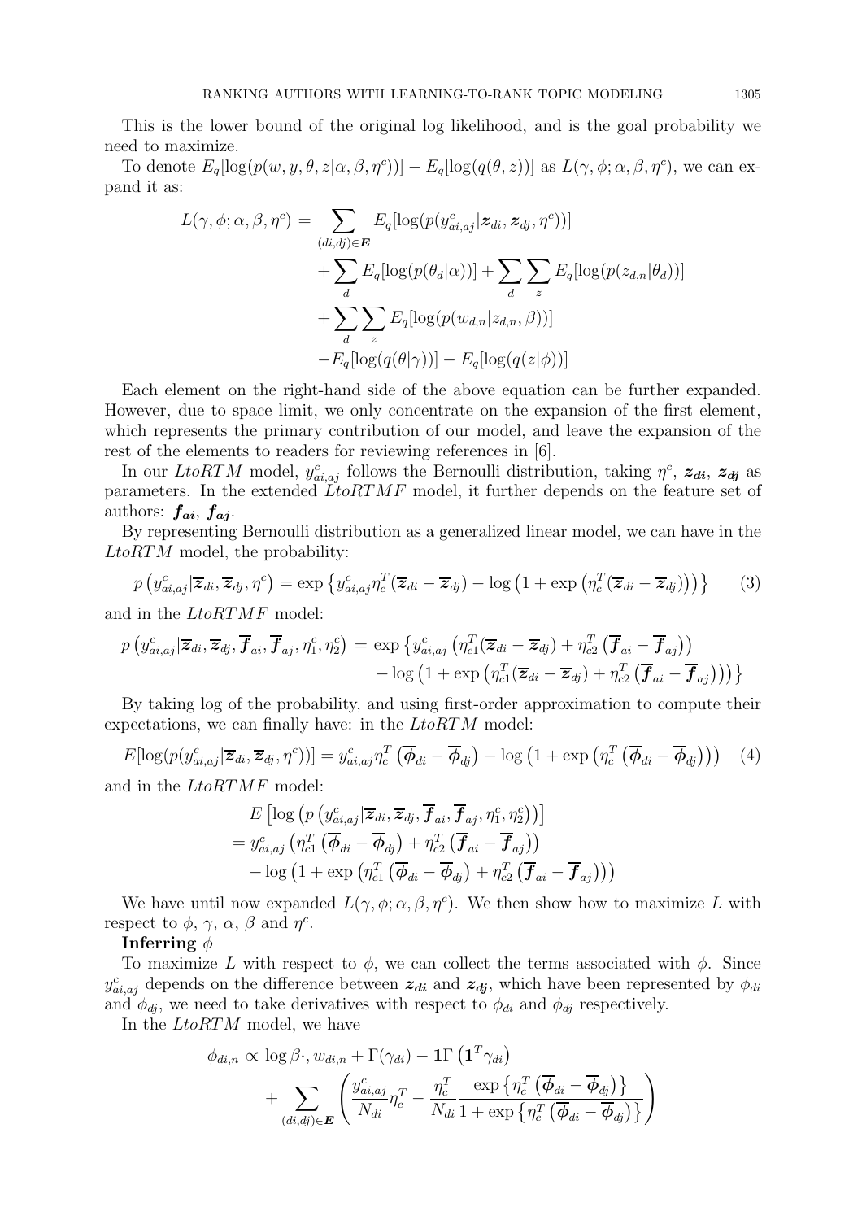This is the lower bound of the original log likelihood, and is the goal probability we need to maximize.

To denote $E_q[\log(p(w,y,\theta,z|\alpha,\beta,\eta^c))] - E_q[\log(q(\theta,z))]$ as $L(\gamma,\phi;\alpha,\beta,\eta^c)$, we can expand it as:

$$
\begin{aligned}
L(\gamma,\phi;\alpha,\beta,\eta^c) = & \sum_{(di,dj)\in \boldsymbol{E}} E_q[\log(p(y^c_{ai,aj}|\overline{z}_{di},\overline{z}_{dj},\eta^c))] \\
& + \sum_d E_q[\log(p(\theta_d|\alpha))] + \sum_d \sum_z E_q[\log(p(z_{d,n}|\theta_d))] \\
& + \sum_d \sum_z E_q[\log(p(w_{d,n}|z_{d,n},\beta))] \\
& - E_q[\log(q(\theta|\gamma))] - E_q[\log(q(z|\phi))]
\end{aligned}
$$

Each element on the right-hand side of the above equation can be further expanded. However, due to space limit, we only concentrate on the expansion of the first element, which represents the primary contribution of our model, and leave the expansion of the rest of the elements to readers for reviewing references in [6].

In our *LtoRTM* model, $y^c_{ai,aj}$ follows the Bernoulli distribution, taking $\eta^c$, $\boldsymbol{z_{di}}$, $\boldsymbol{z_{dj}}$ as parameters. In the extended *LtoRTMF* model, it further depends on the feature set of authors: $\boldsymbol{f_{ai}}$, $\boldsymbol{f_{aj}}$.

By representing Bernoulli distribution as a generalized linear model, we can have in the *LtoRTM* model, the probability:

$$
p\left(y^c_{ai,aj}|\overline{z}_{di},\overline{z}_{dj},\eta^c\right) = \exp\left\{y^c_{ai,aj}\eta_c^T(\overline{z}_{di}-\overline{z}_{dj}) - \log\left(1+\exp\left(\eta_c^T(\overline{z}_{di}-\overline{z}_{dj})\right)\right)\right\} \tag{3}
$$

and in the *LtoRTMF* model:

$$
\begin{aligned}
p\left(y^c_{ai,aj}|\overline{z}_{di},\overline{z}_{dj},\overline{\boldsymbol{f}}_{ai},\overline{\boldsymbol{f}}_{aj},\eta^c_1,\eta^c_2\right) = & \exp\left\{y^c_{ai,aj}\left(\eta_{c1}^T(\overline{z}_{di}-\overline{z}_{dj}) + \eta_{c2}^T\left(\overline{\boldsymbol{f}}_{ai}-\overline{\boldsymbol{f}}_{aj}\right)\right)\right. \\
& \left. - \log\left(1+\exp\left(\eta_{c1}^T(\overline{z}_{di}-\overline{z}_{dj}) + \eta_{c2}^T\left(\overline{\boldsymbol{f}}_{ai}-\overline{\boldsymbol{f}}_{aj}\right)\right)\right)\right\}
\end{aligned}
$$

By taking log of the probability, and using first-order approximation to compute their expectations, we can finally have: in the *LtoRTM* model:

$$
E[\log(p(y^c_{ai,aj}|\overline{z}_{di},\overline{z}_{dj},\eta^c))] = y^c_{ai,aj}\eta_c^T\left(\overline{\boldsymbol{\phi}}_{di}-\overline{\boldsymbol{\phi}}_{dj}\right) - \log\left(1+\exp\left(\eta_c^T\left(\overline{\boldsymbol{\phi}}_{di}-\overline{\boldsymbol{\phi}}_{dj}\right)\right)\right) \tag{4}
$$

and in the *LtoRTMF* model:

$$
\begin{aligned}
& E\left[\log\left(p\left(y^c_{ai,aj}|\overline{z}_{di},\overline{z}_{dj},\overline{\boldsymbol{f}}_{ai},\overline{\boldsymbol{f}}_{aj},\eta^c_1,\eta^c_2\right)\right)\right] \\
= & \; y^c_{ai,aj}\left(\eta_{c1}^T\left(\overline{\boldsymbol{\phi}}_{di}-\overline{\boldsymbol{\phi}}_{dj}\right) + \eta_{c2}^T\left(\overline{\boldsymbol{f}}_{ai}-\overline{\boldsymbol{f}}_{aj}\right)\right) \\
& - \log\left(1+\exp\left(\eta_{c1}^T\left(\overline{\boldsymbol{\phi}}_{di}-\overline{\boldsymbol{\phi}}_{dj}\right) + \eta_{c2}^T\left(\overline{\boldsymbol{f}}_{ai}-\overline{\boldsymbol{f}}_{aj}\right)\right)\right)
\end{aligned}
$$

We have until now expanded $L(\gamma,\phi;\alpha,\beta,\eta^c)$. We then show how to maximize $L$ with respect to $\phi$, $\gamma$, $\alpha$, $\beta$ and $\eta^c$.

**Inferring $\phi$**

To maximize $L$ with respect to $\phi$, we can collect the terms associated with $\phi$. Since $y^c_{ai,aj}$ depends on the difference between $\boldsymbol{z_{di}}$ and $\boldsymbol{z_{dj}}$, which have been represented by $\phi_{di}$ and $\phi_{dj}$, we need to take derivatives with respect to $\phi_{di}$ and $\phi_{dj}$ respectively.

In the *LtoRTM* model, we have

$$
\begin{aligned}
\phi_{di,n} \propto & \log\beta_{\cdot,w_{di,n}} + \Gamma(\gamma_{di}) - \mathbf{1}\Gamma\left(\mathbf{1}^T\gamma_{di}\right) \\
& + \sum_{(di,dj)\in\boldsymbol{E}}\left(\frac{y^c_{ai,aj}}{N_{di}}\eta_c^T - \frac{\eta_c^T}{N_{di}}\frac{\exp\left\{\eta_c^T\left(\overline{\boldsymbol{\phi}}_{di}-\overline{\boldsymbol{\phi}}_{dj}\right)\right\}}{1+\exp\left\{\eta_c^T\left(\overline{\boldsymbol{\phi}}_{di}-\overline{\boldsymbol{\phi}}_{dj}\right)\right\}}\right)
\end{aligned}
$$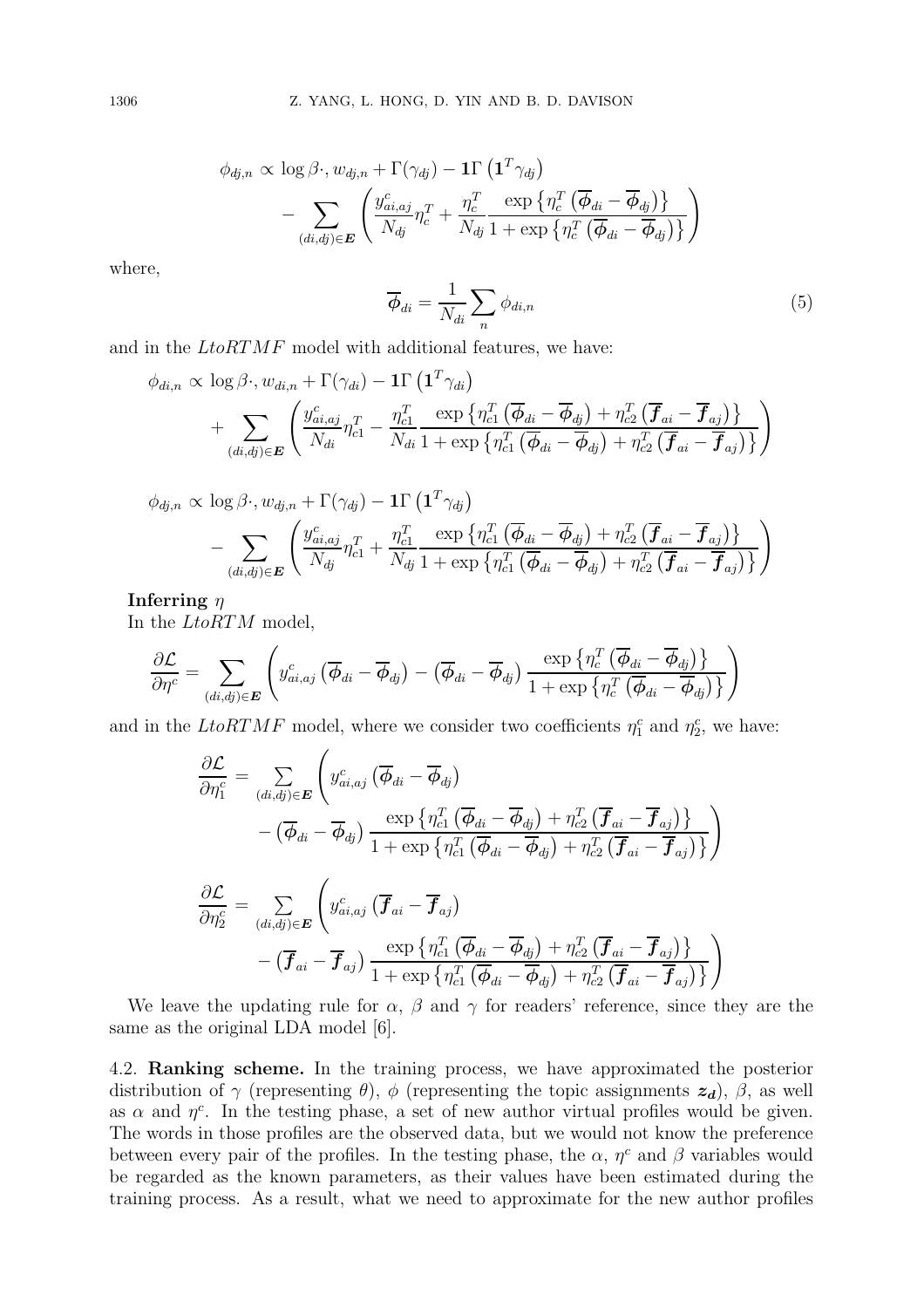$$\phi_{dj,n} \propto \log \beta \cdot, w_{dj,n} + \Gamma(\gamma_{dj}) - \mathbf{1}\Gamma\left(\mathbf{1}^T \gamma_{dj}\right)$$
$$- \sum_{(di,dj)\in \boldsymbol{E}} \left( \frac{y^c_{ai,aj}}{N_{dj}} \eta_c^T + \frac{\eta_c^T}{N_{dj}} \frac{\exp\left\{\eta_c^T\left(\overline{\boldsymbol{\phi}}_{di} - \overline{\boldsymbol{\phi}}_{dj}\right)\right\}}{1+\exp\left\{\eta_c^T\left(\overline{\boldsymbol{\phi}}_{di} - \overline{\boldsymbol{\phi}}_{dj}\right)\right\}} \right)$$

where,

$$\overline{\boldsymbol{\phi}}_{di} = \frac{1}{N_{di}} \sum_n \phi_{di,n} \tag{5}$$

and in the *LtoRTMF* model with additional features, we have:

$$\phi_{di,n} \propto \log \beta \cdot, w_{di,n} + \Gamma(\gamma_{di}) - \mathbf{1}\Gamma\left(\mathbf{1}^T \gamma_{di}\right)$$
$$+ \sum_{(di,dj)\in \boldsymbol{E}} \left( \frac{y^c_{ai,aj}}{N_{di}} \eta_{c1}^T - \frac{\eta_{c1}^T}{N_{di}} \frac{\exp\left\{\eta_{c1}^T\left(\overline{\boldsymbol{\phi}}_{di} - \overline{\boldsymbol{\phi}}_{dj}\right) + \eta_{c2}^T\left(\overline{\boldsymbol{f}}_{ai} - \overline{\boldsymbol{f}}_{aj}\right)\right\}}{1+\exp\left\{\eta_{c1}^T\left(\overline{\boldsymbol{\phi}}_{di} - \overline{\boldsymbol{\phi}}_{dj}\right) + \eta_{c2}^T\left(\overline{\boldsymbol{f}}_{ai} - \overline{\boldsymbol{f}}_{aj}\right)\right\}} \right)$$

$$\phi_{dj,n} \propto \log \beta \cdot, w_{dj,n} + \Gamma(\gamma_{dj}) - \mathbf{1}\Gamma\left(\mathbf{1}^T \gamma_{dj}\right)$$
$$- \sum_{(di,dj)\in \boldsymbol{E}} \left( \frac{y^c_{ai,aj}}{N_{dj}} \eta_{c1}^T + \frac{\eta_{c1}^T}{N_{dj}} \frac{\exp\left\{\eta_{c1}^T\left(\overline{\boldsymbol{\phi}}_{di} - \overline{\boldsymbol{\phi}}_{dj}\right) + \eta_{c2}^T\left(\overline{\boldsymbol{f}}_{ai} - \overline{\boldsymbol{f}}_{aj}\right)\right\}}{1+\exp\left\{\eta_{c1}^T\left(\overline{\boldsymbol{\phi}}_{di} - \overline{\boldsymbol{\phi}}_{dj}\right) + \eta_{c2}^T\left(\overline{\boldsymbol{f}}_{ai} - \overline{\boldsymbol{f}}_{aj}\right)\right\}} \right)$$

**Inferring $\eta$**

In the *LtoRTM* model,

$$\frac{\partial \mathcal{L}}{\partial \eta^c} = \sum_{(di,dj)\in \boldsymbol{E}} \left( y^c_{ai,aj}\left(\overline{\boldsymbol{\phi}}_{di} - \overline{\boldsymbol{\phi}}_{dj}\right) - \left(\overline{\boldsymbol{\phi}}_{di} - \overline{\boldsymbol{\phi}}_{dj}\right) \frac{\exp\left\{\eta_c^T\left(\overline{\boldsymbol{\phi}}_{di} - \overline{\boldsymbol{\phi}}_{dj}\right)\right\}}{1+\exp\left\{\eta_c^T\left(\overline{\boldsymbol{\phi}}_{di} - \overline{\boldsymbol{\phi}}_{dj}\right)\right\}} \right)$$

and in the *LtoRTMF* model, where we consider two coefficients $\eta_1^c$ and $\eta_2^c$, we have:

$$\frac{\partial \mathcal{L}}{\partial \eta_1^c} = \sum_{(di,dj)\in \boldsymbol{E}} \left( y^c_{ai,aj}\left(\overline{\boldsymbol{\phi}}_{di} - \overline{\boldsymbol{\phi}}_{dj}\right) - \left(\overline{\boldsymbol{\phi}}_{di} - \overline{\boldsymbol{\phi}}_{dj}\right) \frac{\exp\left\{\eta_{c1}^T\left(\overline{\boldsymbol{\phi}}_{di} - \overline{\boldsymbol{\phi}}_{dj}\right) + \eta_{c2}^T\left(\overline{\boldsymbol{f}}_{ai} - \overline{\boldsymbol{f}}_{aj}\right)\right\}}{1+\exp\left\{\eta_{c1}^T\left(\overline{\boldsymbol{\phi}}_{di} - \overline{\boldsymbol{\phi}}_{dj}\right) + \eta_{c2}^T\left(\overline{\boldsymbol{f}}_{ai} - \overline{\boldsymbol{f}}_{aj}\right)\right\}} \right)$$

$$\frac{\partial \mathcal{L}}{\partial \eta_2^c} = \sum_{(di,dj)\in \boldsymbol{E}} \left( y^c_{ai,aj}\left(\overline{\boldsymbol{f}}_{ai} - \overline{\boldsymbol{f}}_{aj}\right) - \left(\overline{\boldsymbol{f}}_{ai} - \overline{\boldsymbol{f}}_{aj}\right) \frac{\exp\left\{\eta_{c1}^T\left(\overline{\boldsymbol{\phi}}_{di} - \overline{\boldsymbol{\phi}}_{dj}\right) + \eta_{c2}^T\left(\overline{\boldsymbol{f}}_{ai} - \overline{\boldsymbol{f}}_{aj}\right)\right\}}{1+\exp\left\{\eta_{c1}^T\left(\overline{\boldsymbol{\phi}}_{di} - \overline{\boldsymbol{\phi}}_{dj}\right) + \eta_{c2}^T\left(\overline{\boldsymbol{f}}_{ai} - \overline{\boldsymbol{f}}_{aj}\right)\right\}} \right)$$

We leave the updating rule for $\alpha$, $\beta$ and $\gamma$ for readers' reference, since they are the same as the original LDA model [6].

4.2. **Ranking scheme.** In the training process, we have approximated the posterior distribution of $\gamma$ (representing $\theta$), $\phi$ (representing the topic assignments $\boldsymbol{z_d}$), $\beta$, as well as $\alpha$ and $\eta^c$. In the testing phase, a set of new author virtual profiles would be given. The words in those profiles are the observed data, but we would not know the preference between every pair of the profiles. In the testing phase, the $\alpha$, $\eta^c$ and $\beta$ variables would be regarded as the known parameters, as their values have been estimated during the training process. As a result, what we need to approximate for the new author profiles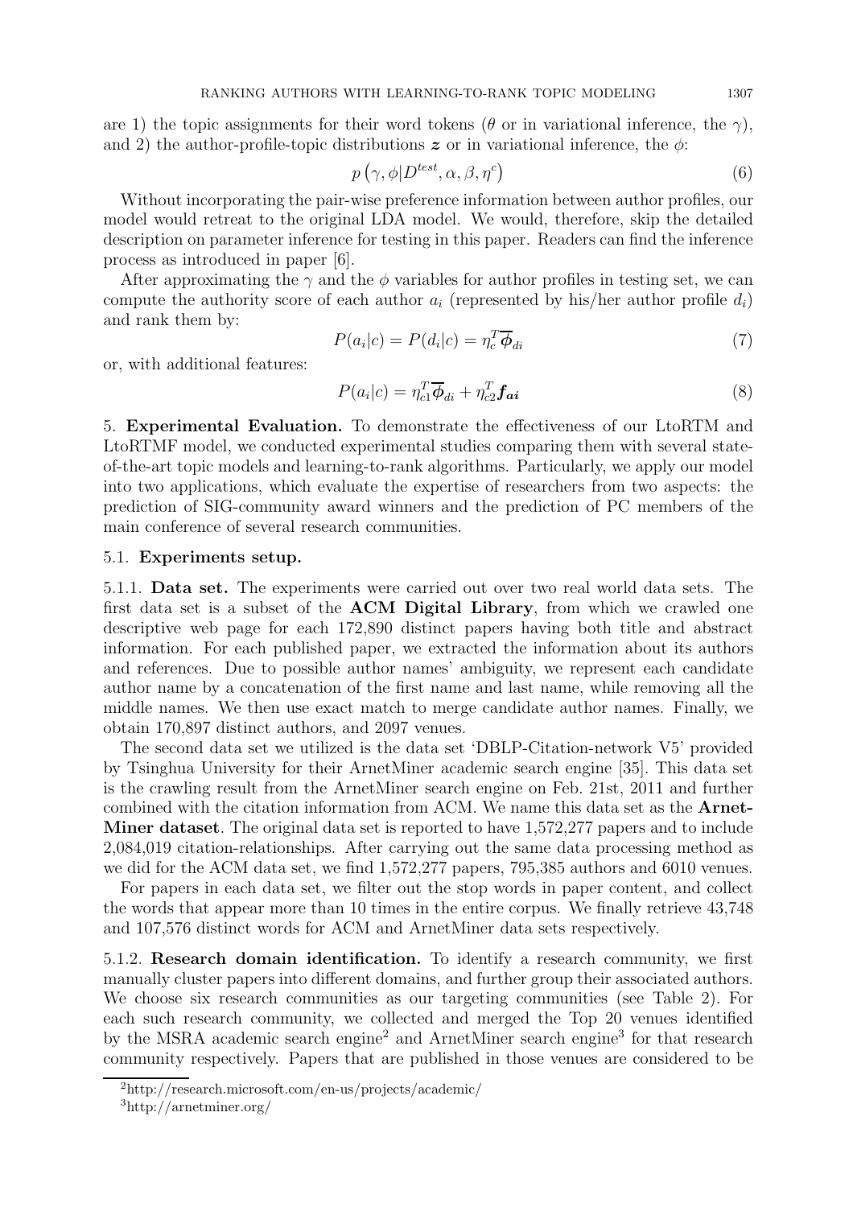are 1) the topic assignments for their word tokens ($\theta$ or in variational inference, the $\gamma$), and 2) the author-profile-topic distributions $\boldsymbol{z}$ or in variational inference, the $\phi$:

$$p\left(\gamma, \phi | D^{test}, \alpha, \beta, \eta^{c}\right) \tag{6}$$

Without incorporating the pair-wise preference information between author profiles, our model would retreat to the original LDA model. We would, therefore, skip the detailed description on parameter inference for testing in this paper. Readers can find the inference process as introduced in paper [6].

After approximating the $\gamma$ and the $\phi$ variables for author profiles in testing set, we can compute the authority score of each author $a_i$ (represented by his/her author profile $d_i$) and rank them by:

$$P(a_i|c) = P(d_i|c) = \eta_c^T \overline{\boldsymbol{\phi}}_{di} \tag{7}$$

or, with additional features:

$$P(a_i|c) = \eta_{c1}^T \overline{\boldsymbol{\phi}}_{di} + \eta_{c2}^T \boldsymbol{f_{ai}} \tag{8}$$

## 5. Experimental Evaluation.

To demonstrate the effectiveness of our LtoRTM and LtoRTMF model, we conducted experimental studies comparing them with several state-of-the-art topic models and learning-to-rank algorithms. Particularly, we apply our model into two applications, which evaluate the expertise of researchers from two aspects: the prediction of SIG-community award winners and the prediction of PC members of the main conference of several research communities.

### 5.1. Experiments setup.

#### 5.1.1. Data set.

The experiments were carried out over two real world data sets. The first data set is a subset of the **ACM Digital Library**, from which we crawled one descriptive web page for each 172,890 distinct papers having both title and abstract information. For each published paper, we extracted the information about its authors and references. Due to possible author names' ambiguity, we represent each candidate author name by a concatenation of the first name and last name, while removing all the middle names. We then use exact match to merge candidate author names. Finally, we obtain 170,897 distinct authors, and 2097 venues.

The second data set we utilized is the data set 'DBLP-Citation-network V5' provided by Tsinghua University for their ArnetMiner academic search engine [35]. This data set is the crawling result from the ArnetMiner search engine on Feb. 21st, 2011 and further combined with the citation information from ACM. We name this data set as the **ArnetMiner dataset**. The original data set is reported to have 1,572,277 papers and to include 2,084,019 citation-relationships. After carrying out the same data processing method as we did for the ACM data set, we find 1,572,277 papers, 795,385 authors and 6010 venues.

For papers in each data set, we filter out the stop words in paper content, and collect the words that appear more than 10 times in the entire corpus. We finally retrieve 43,748 and 107,576 distinct words for ACM and ArnetMiner data sets respectively.

#### 5.1.2. Research domain identification.

To identify a research community, we first manually cluster papers into different domains, and further group their associated authors. We choose six research communities as our targeting communities (see Table 2). For each such research community, we collected and merged the Top 20 venues identified by the MSRA academic search engine[2] and ArnetMiner search engine[3] for that research community respectively. Papers that are published in those venues are considered to be

[2] http://research.microsoft.com/en-us/projects/academic/

[3] http://arnetminer.org/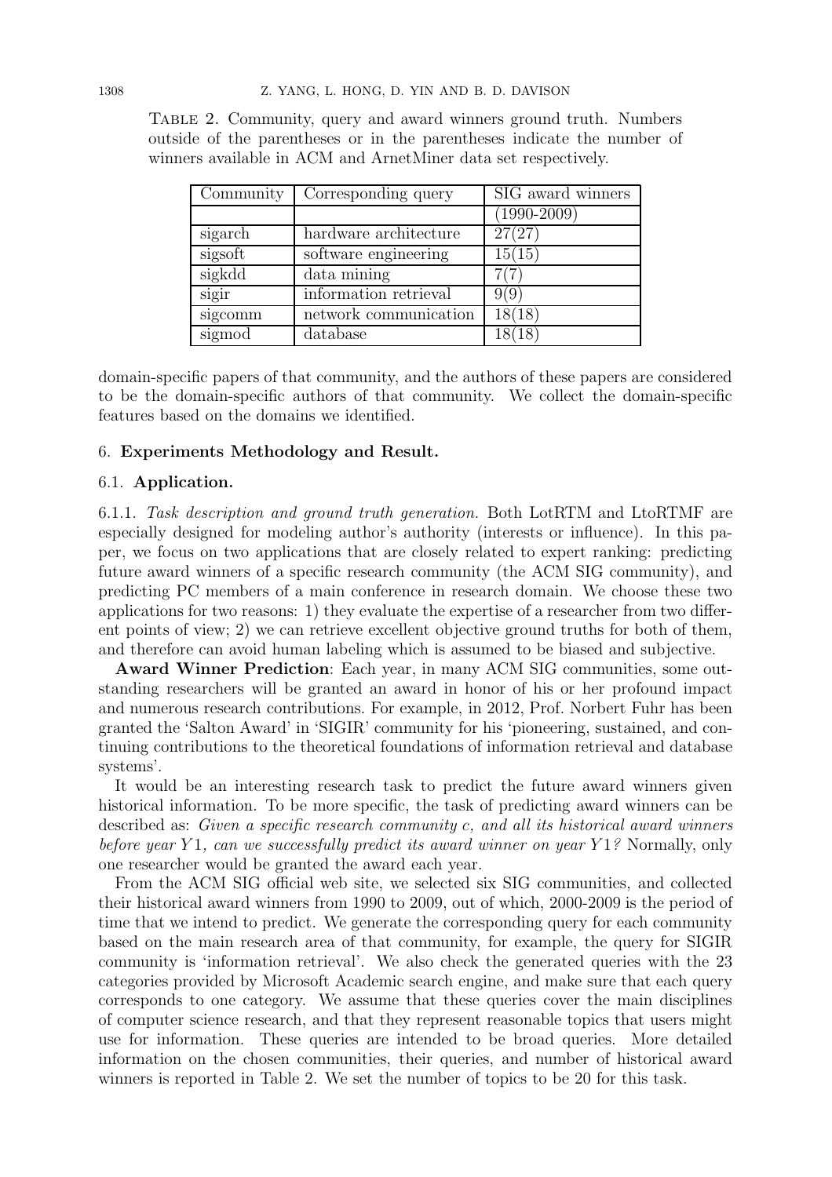Table 2. Community, query and award winners ground truth. Numbers outside of the parentheses or in the parentheses indicate the number of winners available in ACM and ArnetMiner data set respectively.

| Community | Corresponding query | SIG award winners |
|---|---|---|
| | | (1990-2009) |
| sigarch | hardware architecture | 27(27) |
| sigsoft | software engineering | 15(15) |
| sigkdd | data mining | 7(7) |
| sigir | information retrieval | 9(9) |
| sigcomm | network communication | 18(18) |
| sigmod | database | 18(18) |

domain-specific papers of that community, and the authors of these papers are considered to be the domain-specific authors of that community. We collect the domain-specific features based on the domains we identified.

## 6. Experiments Methodology and Result.

### 6.1. Application.

#### 6.1.1. *Task description and ground truth generation.*

Both LotRTM and LtoRTMF are especially designed for modeling author's authority (interests or influence). In this paper, we focus on two applications that are closely related to expert ranking: predicting future award winners of a specific research community (the ACM SIG community), and predicting PC members of a main conference in research domain. We choose these two applications for two reasons: 1) they evaluate the expertise of a researcher from two different points of view; 2) we can retrieve excellent objective ground truths for both of them, and therefore can avoid human labeling which is assumed to be biased and subjective.

**Award Winner Prediction**: Each year, in many ACM SIG communities, some outstanding researchers will be granted an award in honor of his or her profound impact and numerous research contributions. For example, in 2012, Prof. Norbert Fuhr has been granted the 'Salton Award' in 'SIGIR' community for his 'pioneering, sustained, and continuing contributions to the theoretical foundations of information retrieval and database systems'.

It would be an interesting research task to predict the future award winners given historical information. To be more specific, the task of predicting award winners can be described as: *Given a specific research community c, and all its historical award winners before year $Y1$, can we successfully predict its award winner on year $Y1$?* Normally, only one researcher would be granted the award each year.

From the ACM SIG official web site, we selected six SIG communities, and collected their historical award winners from 1990 to 2009, out of which, 2000-2009 is the period of time that we intend to predict. We generate the corresponding query for each community based on the main research area of that community, for example, the query for SIGIR community is 'information retrieval'. We also check the generated queries with the 23 categories provided by Microsoft Academic search engine, and make sure that each query corresponds to one category. We assume that these queries cover the main disciplines of computer science research, and that they represent reasonable topics that users might use for information. These queries are intended to be broad queries. More detailed information on the chosen communities, their queries, and number of historical award winners is reported in Table 2. We set the number of topics to be 20 for this task.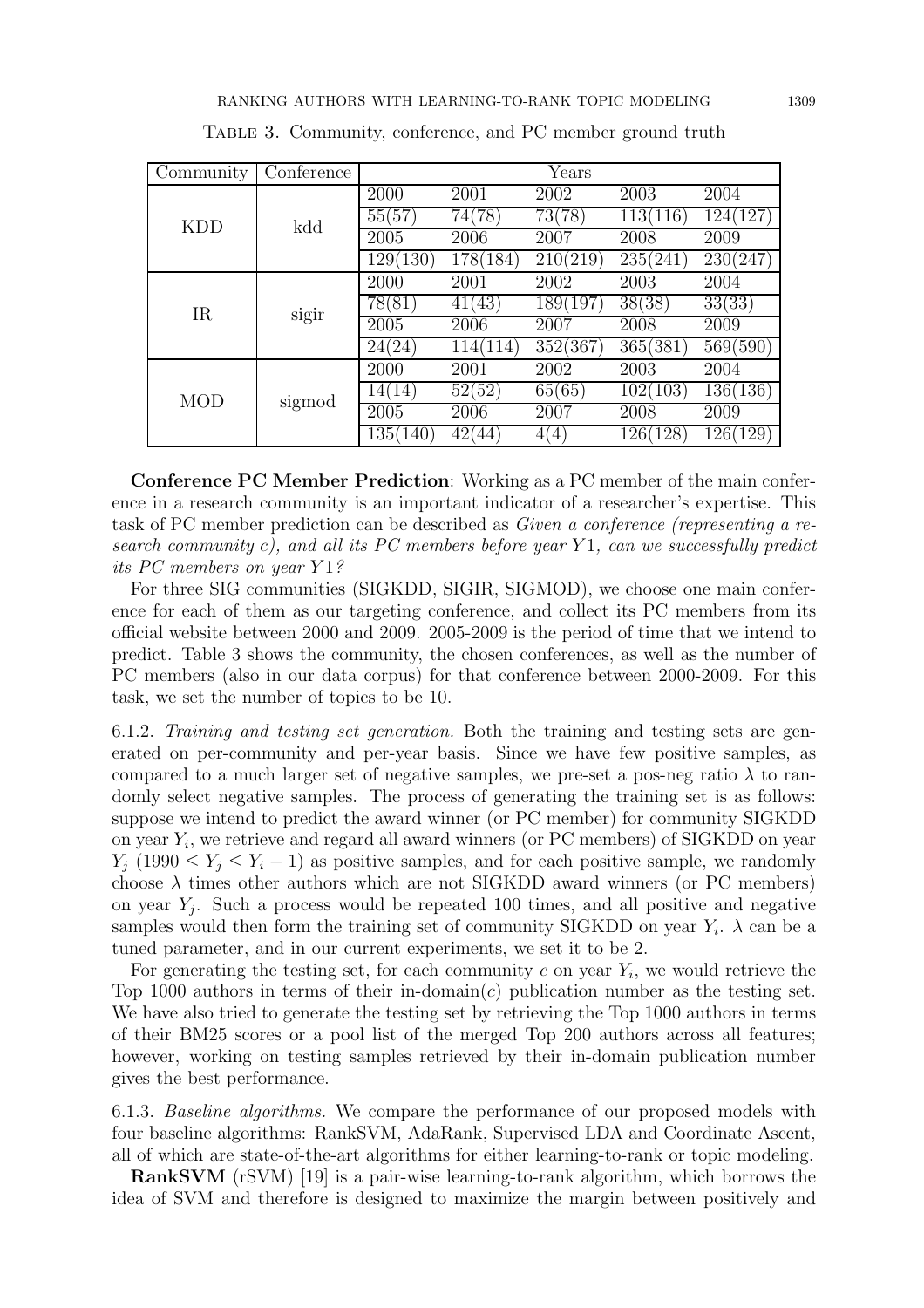Table 3. Community, conference, and PC member ground truth

| Community | Conference | Years | | | | |
|---|---|---|---|---|---|---|
| KDD | kdd | 2000 | 2001 | 2002 | 2003 | 2004 |
| | | 55(57) | 74(78) | 73(78) | 113(116) | 124(127) |
| | | 2005 | 2006 | 2007 | 2008 | 2009 |
| | | 129(130) | 178(184) | 210(219) | 235(241) | 230(247) |
| IR | sigir | 2000 | 2001 | 2002 | 2003 | 2004 |
| | | 78(81) | 41(43) | 189(197) | 38(38) | 33(33) |
| | | 2005 | 2006 | 2007 | 2008 | 2009 |
| | | 24(24) | 114(114) | 352(367) | 365(381) | 569(590) |
| MOD | sigmod | 2000 | 2001 | 2002 | 2003 | 2004 |
| | | 14(14) | 52(52) | 65(65) | 102(103) | 136(136) |
| | | 2005 | 2006 | 2007 | 2008 | 2009 |
| | | 135(140) | 42(44) | 4(4) | 126(128) | 126(129) |

**Conference PC Member Prediction**: Working as a PC member of the main conference in a research community is an important indicator of a researcher's expertise. This task of PC member prediction can be described as *Given a conference (representing a research community c), and all its PC members before year $Y1$, can we successfully predict its PC members on year $Y1$?*

For three SIG communities (SIGKDD, SIGIR, SIGMOD), we choose one main conference for each of them as our targeting conference, and collect its PC members from its official website between 2000 and 2009. 2005-2009 is the period of time that we intend to predict. Table 3 shows the community, the chosen conferences, as well as the number of PC members (also in our data corpus) for that conference between 2000-2009. For this task, we set the number of topics to be 10.

6.1.2. *Training and testing set generation.* Both the training and testing sets are generated on per-community and per-year basis. Since we have few positive samples, as compared to a much larger set of negative samples, we pre-set a pos-neg ratio $\lambda$ to randomly select negative samples. The process of generating the training set is as follows: suppose we intend to predict the award winner (or PC member) for community SIGKDD on year $Y_i$, we retrieve and regard all award winners (or PC members) of SIGKDD on year $Y_j$ ($1990 \leq Y_j \leq Y_i - 1$) as positive samples, and for each positive sample, we randomly choose $\lambda$ times other authors which are not SIGKDD award winners (or PC members) on year $Y_j$. Such a process would be repeated 100 times, and all positive and negative samples would then form the training set of community SIGKDD on year $Y_i$. $\lambda$ can be a tuned parameter, and in our current experiments, we set it to be 2.

For generating the testing set, for each community $c$ on year $Y_i$, we would retrieve the Top 1000 authors in terms of their in-domain($c$) publication number as the testing set. We have also tried to generate the testing set by retrieving the Top 1000 authors in terms of their BM25 scores or a pool list of the merged Top 200 authors across all features; however, working on testing samples retrieved by their in-domain publication number gives the best performance.

6.1.3. *Baseline algorithms.* We compare the performance of our proposed models with four baseline algorithms: RankSVM, AdaRank, Supervised LDA and Coordinate Ascent, all of which are state-of-the-art algorithms for either learning-to-rank or topic modeling.

**RankSVM** (rSVM) [19] is a pair-wise learning-to-rank algorithm, which borrows the idea of SVM and therefore is designed to maximize the margin between positively and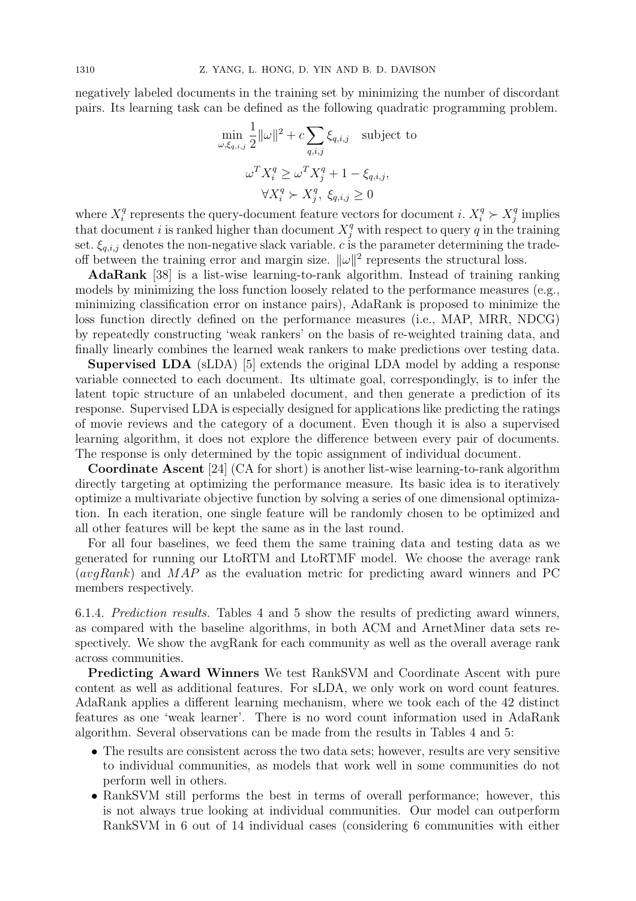negatively labeled documents in the training set by minimizing the number of discordant pairs. Its learning task can be defined as the following quadratic programming problem.

$$\min_{\omega,\xi_{q,i,j}} \frac{1}{2}\|\omega\|^2 + c\sum_{q,i,j}\xi_{q,i,j} \quad \text{subject to}$$

$$\omega^T X_i^q \geq \omega^T X_j^q + 1 - \xi_{q,i,j},$$

$$\forall X_i^q \succ X_j^q,\ \xi_{q,i,j} \geq 0$$

where $X_i^q$ represents the query-document feature vectors for document $i$. $X_i^q \succ X_j^q$ implies that document $i$ is ranked higher than document $X_j^q$ with respect to query $q$ in the training set. $\xi_{q,i,j}$ denotes the non-negative slack variable. $c$ is the parameter determining the trade-off between the training error and margin size. $\|\omega\|^2$ represents the structural loss.

**AdaRank** [38] is a list-wise learning-to-rank algorithm. Instead of training ranking models by minimizing the loss function loosely related to the performance measures (e.g., minimizing classification error on instance pairs), AdaRank is proposed to minimize the loss function directly defined on the performance measures (i.e., MAP, MRR, NDCG) by repeatedly constructing 'weak rankers' on the basis of re-weighted training data, and finally linearly combines the learned weak rankers to make predictions over testing data.

**Supervised LDA** (sLDA) [5] extends the original LDA model by adding a response variable connected to each document. Its ultimate goal, correspondingly, is to infer the latent topic structure of an unlabeled document, and then generate a prediction of its response. Supervised LDA is especially designed for applications like predicting the ratings of movie reviews and the category of a document. Even though it is also a supervised learning algorithm, it does not explore the difference between every pair of documents. The response is only determined by the topic assignment of individual document.

**Coordinate Ascent** [24] (CA for short) is another list-wise learning-to-rank algorithm directly targeting at optimizing the performance measure. Its basic idea is to iteratively optimize a multivariate objective function by solving a series of one dimensional optimization. In each iteration, one single feature will be randomly chosen to be optimized and all other features will be kept the same as in the last round.

For all four baselines, we feed them the same training data and testing data as we generated for running our LtoRTM and LtoRTMF model. We choose the average rank (*avgRank*) and *MAP* as the evaluation metric for predicting award winners and PC members respectively.

6.1.4. *Prediction results.* Tables 4 and 5 show the results of predicting award winners, as compared with the baseline algorithms, in both ACM and ArnetMiner data sets respectively. We show the avgRank for each community as well as the overall average rank across communities.

**Predicting Award Winners** We test RankSVM and Coordinate Ascent with pure content as well as additional features. For sLDA, we only work on word count features. AdaRank applies a different learning mechanism, where we took each of the 42 distinct features as one 'weak learner'. There is no word count information used in AdaRank algorithm. Several observations can be made from the results in Tables 4 and 5:

- The results are consistent across the two data sets; however, results are very sensitive to individual communities, as models that work well in some communities do not perform well in others.
- RankSVM still performs the best in terms of overall performance; however, this is not always true looking at individual communities. Our model can outperform RankSVM in 6 out of 14 individual cases (considering 6 communities with either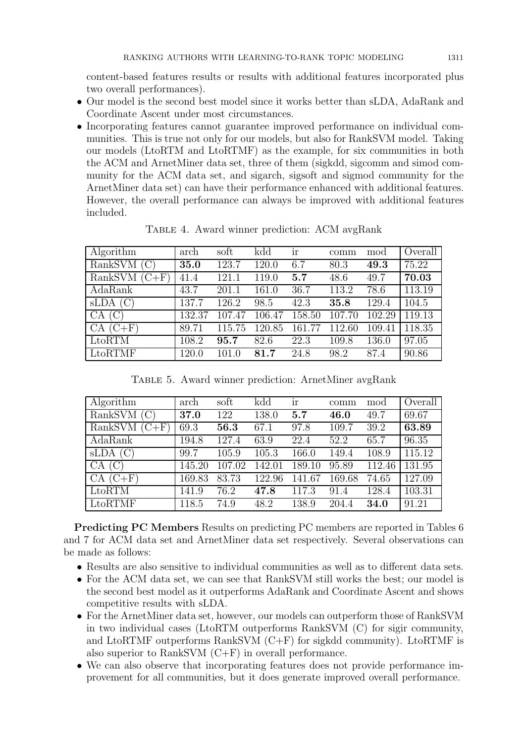content-based features results or results with additional features incorporated plus two overall performances).

- Our model is the second best model since it works better than sLDA, AdaRank and Coordinate Ascent under most circumstances.
- Incorporating features cannot guarantee improved performance on individual communities. This is true not only for our models, but also for RankSVM model. Taking our models (LtoRTM and LtoRTMF) as the example, for six communities in both the ACM and ArnetMiner data set, three of them (sigkdd, sigcomm and simod community for the ACM data set, and sigarch, sigsoft and sigmod community for the ArnetMiner data set) can have their performance enhanced with additional features. However, the overall performance can always be improved with additional features included.

Table 4. Award winner prediction: ACM avgRank

| Algorithm | arch | soft | kdd | ir | comm | mod | Overall |
|---|---|---|---|---|---|---|---|
| RankSVM (C) | **35.0** | 123.7 | 120.0 | 6.7 | 80.3 | **49.3** | 75.22 |
| RankSVM (C+F) | 41.4 | 121.1 | 119.0 | **5.7** | 48.6 | 49.7 | **70.03** |
| AdaRank | 43.7 | 201.1 | 161.0 | 36.7 | 113.2 | 78.6 | 113.19 |
| sLDA (C) | 137.7 | 126.2 | 98.5 | 42.3 | **35.8** | 129.4 | 104.5 |
| CA (C) | 132.37 | 107.47 | 106.47 | 158.50 | 107.70 | 102.29 | 119.13 |
| CA (C+F) | 89.71 | 115.75 | 120.85 | 161.77 | 112.60 | 109.41 | 118.35 |
| LtoRTM | 108.2 | **95.7** | 82.6 | 22.3 | 109.8 | 136.0 | 97.05 |
| LtoRTMF | 120.0 | 101.0 | **81.7** | 24.8 | 98.2 | 87.4 | 90.86 |

Table 5. Award winner prediction: ArnetMiner avgRank

| Algorithm | arch | soft | kdd | ir | comm | mod | Overall |
|---|---|---|---|---|---|---|---|
| RankSVM (C) | **37.0** | 122 | 138.0 | **5.7** | **46.0** | 49.7 | 69.67 |
| RankSVM (C+F) | 69.3 | **56.3** | 67.1 | 97.8 | 109.7 | 39.2 | **63.89** |
| AdaRank | 194.8 | 127.4 | 63.9 | 22.4 | 52.2 | 65.7 | 96.35 |
| sLDA (C) | 99.7 | 105.9 | 105.3 | 166.0 | 149.4 | 108.9 | 115.12 |
| CA (C) | 145.20 | 107.02 | 142.01 | 189.10 | 95.89 | 112.46 | 131.95 |
| CA (C+F) | 169.83 | 83.73 | 122.96 | 141.67 | 169.68 | 74.65 | 127.09 |
| LtoRTM | 141.9 | 76.2 | **47.8** | 117.3 | 91.4 | 128.4 | 103.31 |
| LtoRTMF | 118.5 | 74.9 | 48.2 | 138.9 | 204.4 | **34.0** | 91.21 |

**Predicting PC Members** Results on predicting PC members are reported in Tables 6 and 7 for ACM data set and ArnetMiner data set respectively. Several observations can be made as follows:

- Results are also sensitive to individual communities as well as to different data sets.
- For the ACM data set, we can see that RankSVM still works the best; our model is the second best model as it outperforms AdaRank and Coordinate Ascent and shows competitive results with sLDA.
- For the ArnetMiner data set, however, our models can outperform those of RankSVM in two individual cases (LtoRTM outperforms RankSVM (C) for sigir community, and LtoRTMF outperforms RankSVM (C+F) for sigkdd community). LtoRTMF is also superior to RankSVM (C+F) in overall performance.
- We can also observe that incorporating features does not provide performance improvement for all communities, but it does generate improved overall performance.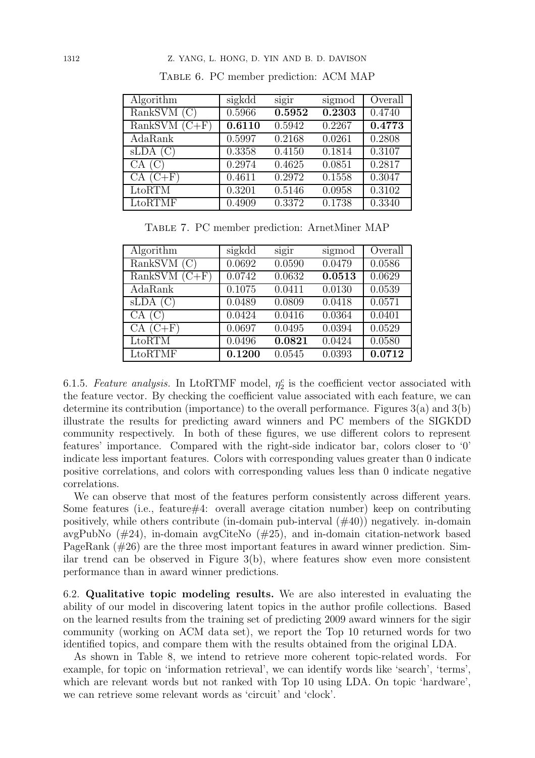Table 6. PC member prediction: ACM MAP

| Algorithm | sigkdd | sigir | sigmod | Overall |
|---|---|---|---|---|
| RankSVM (C) | 0.5966 | **0.5952** | **0.2303** | 0.4740 |
| RankSVM (C+F) | **0.6110** | 0.5942 | 0.2267 | **0.4773** |
| AdaRank | 0.5997 | 0.2168 | 0.0261 | 0.2808 |
| sLDA (C) | 0.3358 | 0.4150 | 0.1814 | 0.3107 |
| CA (C) | 0.2974 | 0.4625 | 0.0851 | 0.2817 |
| CA (C+F) | 0.4611 | 0.2972 | 0.1558 | 0.3047 |
| LtoRTM | 0.3201 | 0.5146 | 0.0958 | 0.3102 |
| LtoRTMF | 0.4909 | 0.3372 | 0.1738 | 0.3340 |

Table 7. PC member prediction: ArnetMiner MAP

| Algorithm | sigkdd | sigir | sigmod | Overall |
|---|---|---|---|---|
| RankSVM (C) | 0.0692 | 0.0590 | 0.0479 | 0.0586 |
| RankSVM (C+F) | 0.0742 | 0.0632 | **0.0513** | 0.0629 |
| AdaRank | 0.1075 | 0.0411 | 0.0130 | 0.0539 |
| sLDA (C) | 0.0489 | 0.0809 | 0.0418 | 0.0571 |
| CA (C) | 0.0424 | 0.0416 | 0.0364 | 0.0401 |
| CA (C+F) | 0.0697 | 0.0495 | 0.0394 | 0.0529 |
| LtoRTM | 0.0496 | **0.0821** | 0.0424 | 0.0580 |
| LtoRTMF | **0.1200** | 0.0545 | 0.0393 | **0.0712** |

6.1.5. *Feature analysis.* In LtoRTMF model, $\eta_2^c$ is the coefficient vector associated with the feature vector. By checking the coefficient value associated with each feature, we can determine its contribution (importance) to the overall performance. Figures 3(a) and 3(b) illustrate the results for predicting award winners and PC members of the SIGKDD community respectively. In both of these figures, we use different colors to represent features' importance. Compared with the right-side indicator bar, colors closer to '0' indicate less important features. Colors with corresponding values greater than 0 indicate positive correlations, and colors with corresponding values less than 0 indicate negative correlations.

We can observe that most of the features perform consistently across different years. Some features (i.e., feature#4: overall average citation number) keep on contributing positively, while others contribute (in-domain pub-interval (#40)) negatively. in-domain avgPubNo (#24), in-domain avgCiteNo (#25), and in-domain citation-network based PageRank (#26) are the three most important features in award winner prediction. Similar trend can be observed in Figure 3(b), where features show even more consistent performance than in award winner predictions.

6.2. **Qualitative topic modeling results.** We are also interested in evaluating the ability of our model in discovering latent topics in the author profile collections. Based on the learned results from the training set of predicting 2009 award winners for the sigir community (working on ACM data set), we report the Top 10 returned words for two identified topics, and compare them with the results obtained from the original LDA.

As shown in Table 8, we intend to retrieve more coherent topic-related words. For example, for topic on 'information retrieval', we can identify words like 'search', 'terms', which are relevant words but not ranked with Top 10 using LDA. On topic 'hardware', we can retrieve some relevant words as 'circuit' and 'clock'.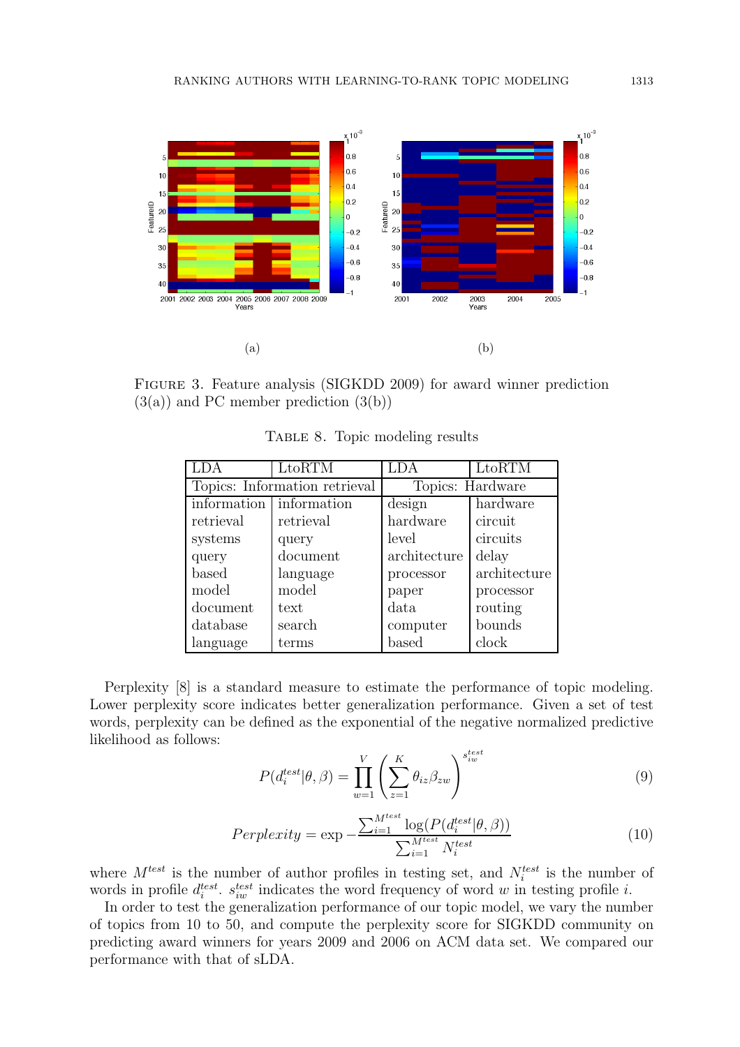(a)

(b)

FIGURE 3. Feature analysis (SIGKDD 2009) for award winner prediction (3(a)) and PC member prediction (3(b))

TABLE 8. Topic modeling results

| LDA | LtoRTM | LDA | LtoRTM |
|---|---|---|---|
| Topics: Information retrieval | | Topics: Hardware | |
| information | information | design | hardware |
| retrieval | retrieval | hardware | circuit |
| systems | query | level | circuits |
| query | document | architecture | delay |
| based | language | processor | architecture |
| model | model | paper | processor |
| document | text | data | routing |
| database | search | computer | bounds |
| language | terms | based | clock |

Perplexity [8] is a standard measure to estimate the performance of topic modeling. Lower perplexity score indicates better generalization performance. Given a set of test words, perplexity can be defined as the exponential of the negative normalized predictive likelihood as follows:

$$P(d_i^{test}|\theta, \beta) = \prod_{w=1}^{V} \left( \sum_{z=1}^{K} \theta_{iz} \beta_{zw} \right)^{s_{iw}^{test}} \tag{9}$$

$$Perplexity = \exp - \frac{\sum_{i=1}^{M^{test}} \log(P(d_i^{test}|\theta, \beta))}{\sum_{i=1}^{M^{test}} N_i^{test}} \tag{10}$$

where $M^{test}$ is the number of author profiles in testing set, and $N_i^{test}$ is the number of words in profile $d_i^{test}$. $s_{iw}^{test}$ indicates the word frequency of word $w$ in testing profile $i$.

In order to test the generalization performance of our topic model, we vary the number of topics from 10 to 50, and compute the perplexity score for SIGKDD community on predicting award winners for years 2009 and 2006 on ACM data set. We compared our performance with that of sLDA.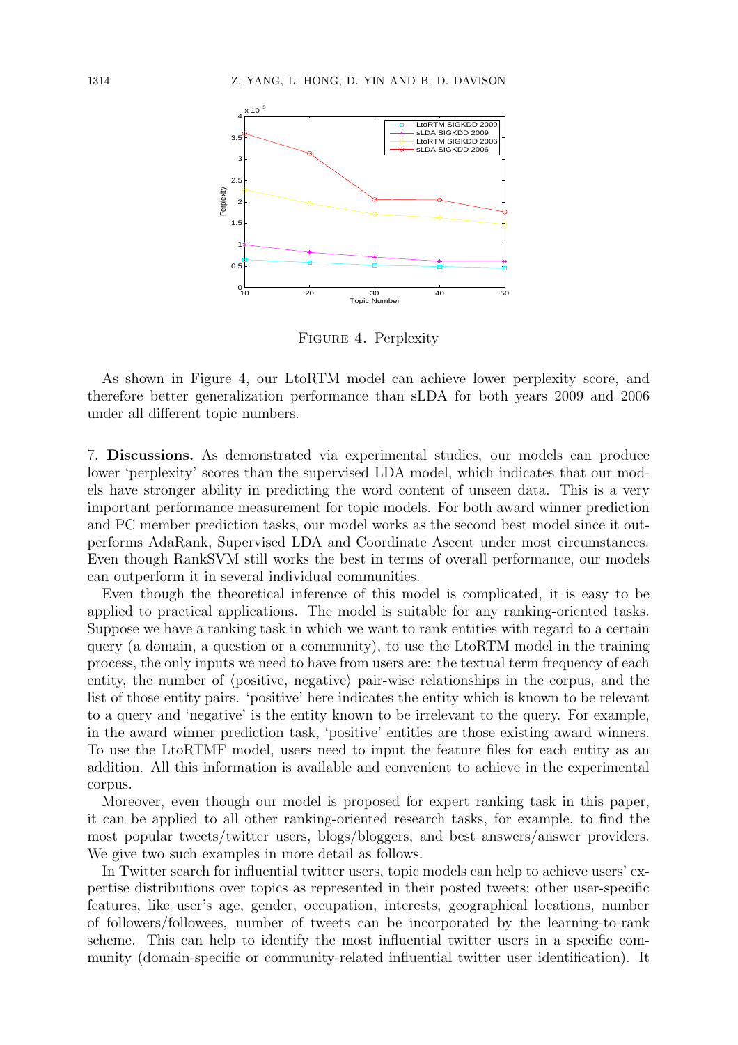FIGURE 4. Perplexity

As shown in Figure 4, our LtoRTM model can achieve lower perplexity score, and therefore better generalization performance than sLDA for both years 2009 and 2006 under all different topic numbers.

## 7. Discussions.

As demonstrated via experimental studies, our models can produce lower 'perplexity' scores than the supervised LDA model, which indicates that our models have stronger ability in predicting the word content of unseen data. This is a very important performance measurement for topic models. For both award winner prediction and PC member prediction tasks, our model works as the second best model since it outperforms AdaRank, Supervised LDA and Coordinate Ascent under most circumstances. Even though RankSVM still works the best in terms of overall performance, our models can outperform it in several individual communities.

Even though the theoretical inference of this model is complicated, it is easy to be applied to practical applications. The model is suitable for any ranking-oriented tasks. Suppose we have a ranking task in which we want to rank entities with regard to a certain query (a domain, a question or a community), to use the LtoRTM model in the training process, the only inputs we need to have from users are: the textual term frequency of each entity, the number of ⟨positive, negative⟩ pair-wise relationships in the corpus, and the list of those entity pairs. 'positive' here indicates the entity which is known to be relevant to a query and 'negative' is the entity known to be irrelevant to the query. For example, in the award winner prediction task, 'positive' entities are those existing award winners. To use the LtoRTMF model, users need to input the feature files for each entity as an addition. All this information is available and convenient to achieve in the experimental corpus.

Moreover, even though our model is proposed for expert ranking task in this paper, it can be applied to all other ranking-oriented research tasks, for example, to find the most popular tweets/twitter users, blogs/bloggers, and best answers/answer providers. We give two such examples in more detail as follows.

In Twitter search for influential twitter users, topic models can help to achieve users' expertise distributions over topics as represented in their posted tweets; other user-specific features, like user's age, gender, occupation, interests, geographical locations, number of followers/followees, number of tweets can be incorporated by the learning-to-rank scheme. This can help to identify the most influential twitter users in a specific community (domain-specific or community-related influential twitter user identification). It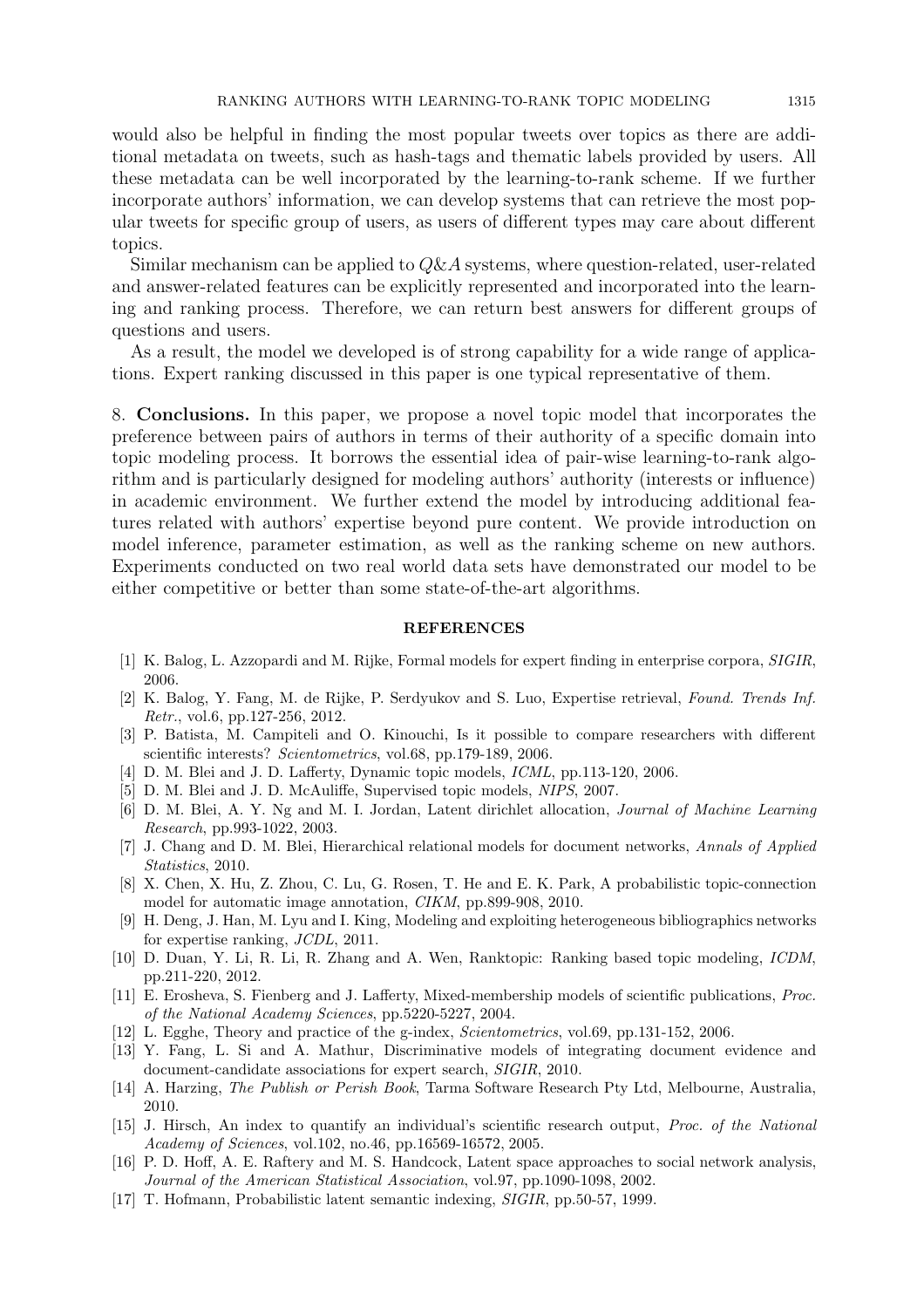would also be helpful in finding the most popular tweets over topics as there are additional metadata on tweets, such as hash-tags and thematic labels provided by users. All these metadata can be well incorporated by the learning-to-rank scheme. If we further incorporate authors' information, we can develop systems that can retrieve the most popular tweets for specific group of users, as users of different types may care about different topics.

Similar mechanism can be applied to $Q\&A$ systems, where question-related, user-related and answer-related features can be explicitly represented and incorporated into the learning and ranking process. Therefore, we can return best answers for different groups of questions and users.

As a result, the model we developed is of strong capability for a wide range of applications. Expert ranking discussed in this paper is one typical representative of them.

## 8. Conclusions.

In this paper, we propose a novel topic model that incorporates the preference between pairs of authors in terms of their authority of a specific domain into topic modeling process. It borrows the essential idea of pair-wise learning-to-rank algorithm and is particularly designed for modeling authors' authority (interests or influence) in academic environment. We further extend the model by introducing additional features related with authors' expertise beyond pure content. We provide introduction on model inference, parameter estimation, as well as the ranking scheme on new authors. Experiments conducted on two real world data sets have demonstrated our model to be either competitive or better than some state-of-the-art algorithms.

## REFERENCES

[1] K. Balog, L. Azzopardi and M. Rijke, Formal models for expert finding in enterprise corpora, *SIGIR*, 2006.

[2] K. Balog, Y. Fang, M. de Rijke, P. Serdyukov and S. Luo, Expertise retrieval, *Found. Trends Inf. Retr.*, vol.6, pp.127-256, 2012.

[3] P. Batista, M. Campiteli and O. Kinouchi, Is it possible to compare researchers with different scientific interests? *Scientometrics*, vol.68, pp.179-189, 2006.

[4] D. M. Blei and J. D. Lafferty, Dynamic topic models, *ICML*, pp.113-120, 2006.

[5] D. M. Blei and J. D. McAuliffe, Supervised topic models, *NIPS*, 2007.

[6] D. M. Blei, A. Y. Ng and M. I. Jordan, Latent dirichlet allocation, *Journal of Machine Learning Research*, pp.993-1022, 2003.

[7] J. Chang and D. M. Blei, Hierarchical relational models for document networks, *Annals of Applied Statistics*, 2010.

[8] X. Chen, X. Hu, Z. Zhou, C. Lu, G. Rosen, T. He and E. K. Park, A probabilistic topic-connection model for automatic image annotation, *CIKM*, pp.899-908, 2010.

[9] H. Deng, J. Han, M. Lyu and I. King, Modeling and exploiting heterogeneous bibliographics networks for expertise ranking, *JCDL*, 2011.

[10] D. Duan, Y. Li, R. Li, R. Zhang and A. Wen, Ranktopic: Ranking based topic modeling, *ICDM*, pp.211-220, 2012.

[11] E. Erosheva, S. Fienberg and J. Lafferty, Mixed-membership models of scientific publications, *Proc. of the National Academy Sciences*, pp.5220-5227, 2004.

[12] L. Egghe, Theory and practice of the g-index, *Scientometrics*, vol.69, pp.131-152, 2006.

[13] Y. Fang, L. Si and A. Mathur, Discriminative models of integrating document evidence and document-candidate associations for expert search, *SIGIR*, 2010.

[14] A. Harzing, *The Publish or Perish Book*, Tarma Software Research Pty Ltd, Melbourne, Australia, 2010.

[15] J. Hirsch, An index to quantify an individual's scientific research output, *Proc. of the National Academy of Sciences*, vol.102, no.46, pp.16569-16572, 2005.

[16] P. D. Hoff, A. E. Raftery and M. S. Handcock, Latent space approaches to social network analysis, *Journal of the American Statistical Association*, vol.97, pp.1090-1098, 2002.

[17] T. Hofmann, Probabilistic latent semantic indexing, *SIGIR*, pp.50-57, 1999.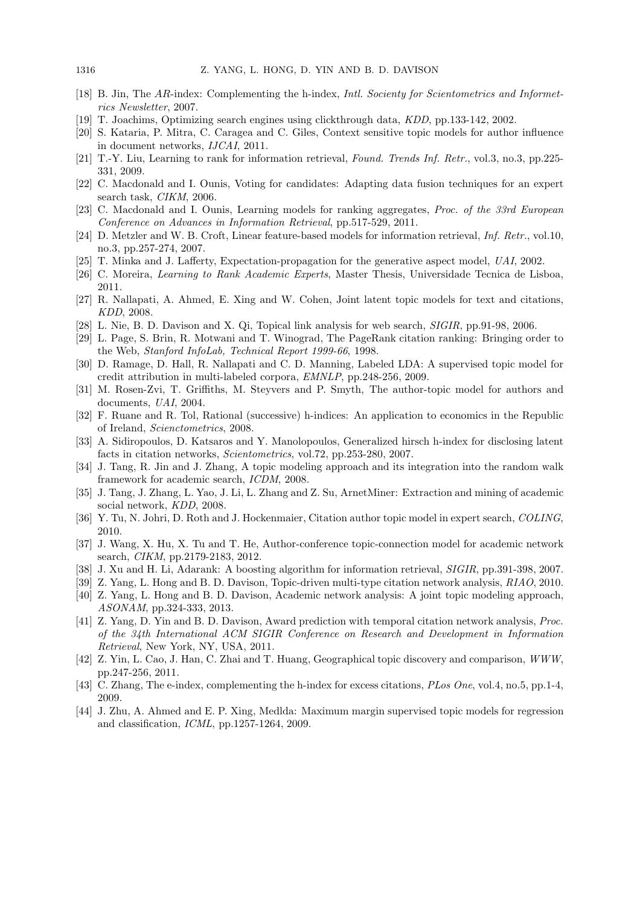[18] B. Jin, The *AR*-index: Complementing the h-index, *Intl. Society for Scientometrics and Informetrics Newsletter*, 2007.

[19] T. Joachims, Optimizing search engines using clickthrough data, *KDD*, pp.133-142, 2002.

[20] S. Kataria, P. Mitra, C. Caragea and C. Giles, Context sensitive topic models for author influence in document networks, *IJCAI*, 2011.

[21] T.-Y. Liu, Learning to rank for information retrieval, *Found. Trends Inf. Retr.*, vol.3, no.3, pp.225-331, 2009.

[22] C. Macdonald and I. Ounis, Voting for candidates: Adapting data fusion techniques for an expert search task, *CIKM*, 2006.

[23] C. Macdonald and I. Ounis, Learning models for ranking aggregates, *Proc. of the 33rd European Conference on Advances in Information Retrieval*, pp.517-529, 2011.

[24] D. Metzler and W. B. Croft, Linear feature-based models for information retrieval, *Inf. Retr.*, vol.10, no.3, pp.257-274, 2007.

[25] T. Minka and J. Lafferty, Expectation-propagation for the generative aspect model, *UAI*, 2002.

[26] C. Moreira, *Learning to Rank Academic Experts*, Master Thesis, Universidade Tecnica de Lisboa, 2011.

[27] R. Nallapati, A. Ahmed, E. Xing and W. Cohen, Joint latent topic models for text and citations, *KDD*, 2008.

[28] L. Nie, B. D. Davison and X. Qi, Topical link analysis for web search, *SIGIR*, pp.91-98, 2006.

[29] L. Page, S. Brin, R. Motwani and T. Winograd, The PageRank citation ranking: Bringing order to the Web, *Stanford InfoLab, Technical Report 1999-66*, 1998.

[30] D. Ramage, D. Hall, R. Nallapati and C. D. Manning, Labeled LDA: A supervised topic model for credit attribution in multi-labeled corpora, *EMNLP*, pp.248-256, 2009.

[31] M. Rosen-Zvi, T. Griffiths, M. Steyvers and P. Smyth, The author-topic model for authors and documents, *UAI*, 2004.

[32] F. Ruane and R. Tol, Rational (successive) h-indices: An application to economics in the Republic of Ireland, *Scienctometrics*, 2008.

[33] A. Sidiropoulos, D. Katsaros and Y. Manolopoulos, Generalized hirsch h-index for disclosing latent facts in citation networks, *Scientometrics*, vol.72, pp.253-280, 2007.

[34] J. Tang, R. Jin and J. Zhang, A topic modeling approach and its integration into the random walk framework for academic search, *ICDM*, 2008.

[35] J. Tang, J. Zhang, L. Yao, J. Li, L. Zhang and Z. Su, ArnetMiner: Extraction and mining of academic social network, *KDD*, 2008.

[36] Y. Tu, N. Johri, D. Roth and J. Hockenmaier, Citation author topic model in expert search, *COLING*, 2010.

[37] J. Wang, X. Hu, X. Tu and T. He, Author-conference topic-connection model for academic network search, *CIKM*, pp.2179-2183, 2012.

[38] J. Xu and H. Li, Adarank: A boosting algorithm for information retrieval, *SIGIR*, pp.391-398, 2007.

[39] Z. Yang, L. Hong and B. D. Davison, Topic-driven multi-type citation network analysis, *RIAO*, 2010.

[40] Z. Yang, L. Hong and B. D. Davison, Academic network analysis: A joint topic modeling approach, *ASONAM*, pp.324-333, 2013.

[41] Z. Yang, D. Yin and B. D. Davison, Award prediction with temporal citation network analysis, *Proc. of the 34th International ACM SIGIR Conference on Research and Development in Information Retrieval*, New York, NY, USA, 2011.

[42] Z. Yin, L. Cao, J. Han, C. Zhai and T. Huang, Geographical topic discovery and comparison, *WWW*, pp.247-256, 2011.

[43] C. Zhang, The e-index, complementing the h-index for excess citations, *PLos One*, vol.4, no.5, pp.1-4, 2009.

[44] J. Zhu, A. Ahmed and E. P. Xing, Medlda: Maximum margin supervised topic models for regression and classification, *ICML*, pp.1257-1264, 2009.